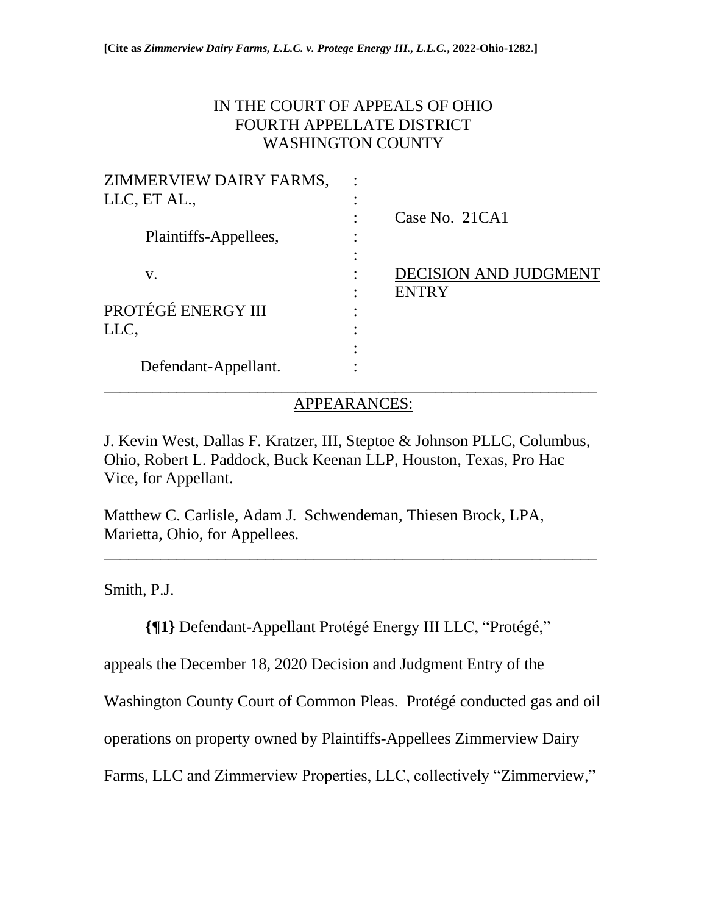**[Cite as *Zimmerview Dairy Farms, L.L.C. v. Protege Energy III., L.L.C.*, 2022-Ohio-1282.]**

IN THE COURT OF APPEALS OF OHIO
FOURTH APPELLATE DISTRICT
WASHINGTON COUNTY

ZIMMERVIEW DAIRY FARMS, LLC, ET AL.,

Plaintiffs-Appellees,

v.

PROTÉGÉ ENERGY III LLC,

Defendant-Appellant.

Case No. 21CA1

DECISION AND JUDGMENT ENTRY

---

APPEARANCES:

J. Kevin West, Dallas F. Kratzer, III, Steptoe & Johnson PLLC, Columbus, Ohio, Robert L. Paddock, Buck Keenan LLP, Houston, Texas, Pro Hac Vice, for Appellant.

Matthew C. Carlisle, Adam J. Schwendeman, Thiesen Brock, LPA, Marietta, Ohio, for Appellees.

---

Smith, P.J.

**{¶1}** Defendant-Appellant Protégé Energy III LLC, "Protégé," appeals the December 18, 2020 Decision and Judgment Entry of the Washington County Court of Common Pleas. Protégé conducted gas and oil operations on property owned by Plaintiffs-Appellees Zimmerview Dairy Farms, LLC and Zimmerview Properties, LLC, collectively "Zimmerview,"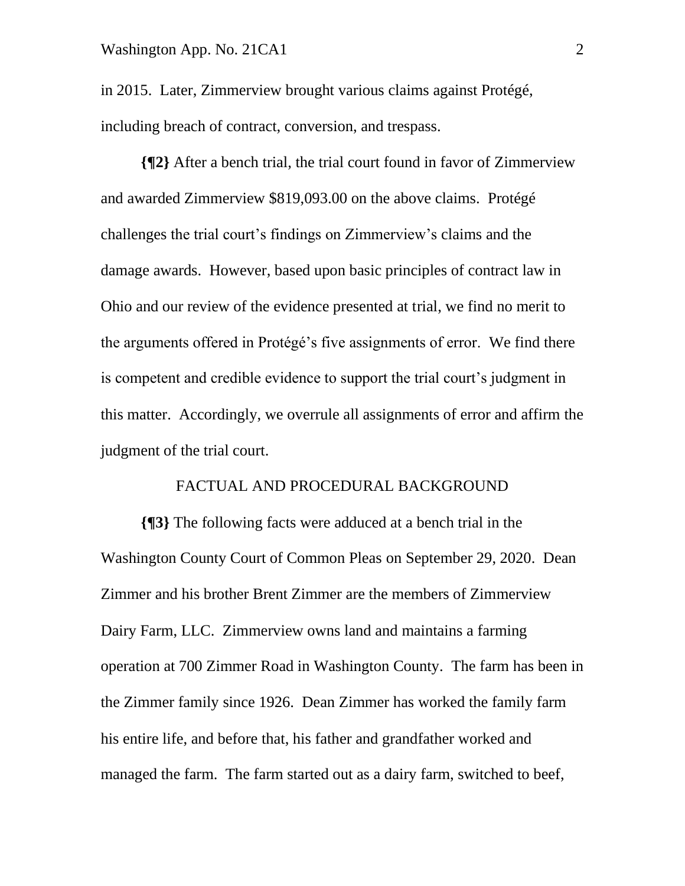in 2015. Later, Zimmerview brought various claims against Protégé, including breach of contract, conversion, and trespass.

**{¶2}** After a bench trial, the trial court found in favor of Zimmerview and awarded Zimmerview $819,093.00 on the above claims. Protégé challenges the trial court's findings on Zimmerview's claims and the damage awards. However, based upon basic principles of contract law in Ohio and our review of the evidence presented at trial, we find no merit to the arguments offered in Protégé's five assignments of error. We find there is competent and credible evidence to support the trial court's judgment in this matter. Accordingly, we overrule all assignments of error and affirm the judgment of the trial court.

## FACTUAL AND PROCEDURAL BACKGROUND

**{¶3}** The following facts were adduced at a bench trial in the Washington County Court of Common Pleas on September 29, 2020. Dean Zimmer and his brother Brent Zimmer are the members of Zimmerview Dairy Farm, LLC. Zimmerview owns land and maintains a farming operation at 700 Zimmer Road in Washington County. The farm has been in the Zimmer family since 1926. Dean Zimmer has worked the family farm his entire life, and before that, his father and grandfather worked and managed the farm. The farm started out as a dairy farm, switched to beef,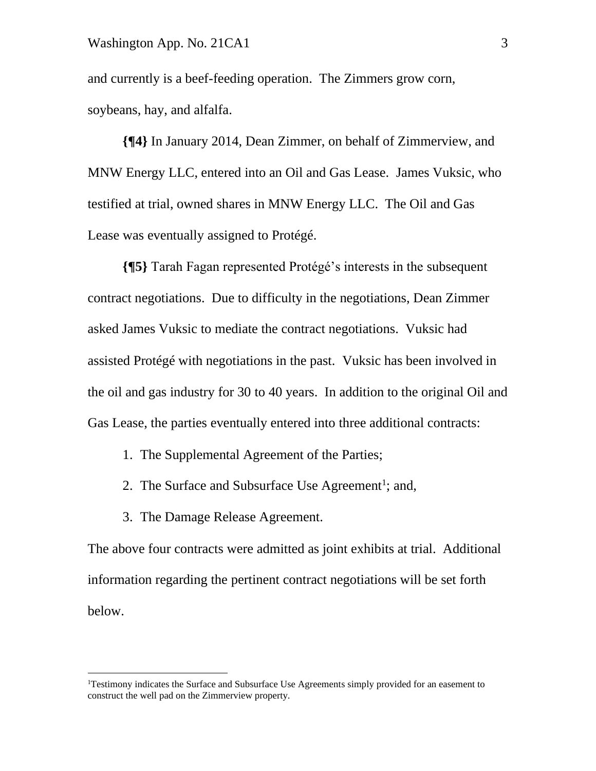and currently is a beef-feeding operation. The Zimmers grow corn, soybeans, hay, and alfalfa.

**{¶4}** In January 2014, Dean Zimmer, on behalf of Zimmerview, and MNW Energy LLC, entered into an Oil and Gas Lease. James Vuksic, who testified at trial, owned shares in MNW Energy LLC. The Oil and Gas Lease was eventually assigned to Protégé.

**{¶5}** Tarah Fagan represented Protégé's interests in the subsequent contract negotiations. Due to difficulty in the negotiations, Dean Zimmer asked James Vuksic to mediate the contract negotiations. Vuksic had assisted Protégé with negotiations in the past. Vuksic has been involved in the oil and gas industry for 30 to 40 years. In addition to the original Oil and Gas Lease, the parties eventually entered into three additional contracts:

1. The Supplemental Agreement of the Parties;
2. The Surface and Subsurface Use Agreement[1]; and,
3. The Damage Release Agreement.

The above four contracts were admitted as joint exhibits at trial. Additional information regarding the pertinent contract negotiations will be set forth below.

---

[1]Testimony indicates the Surface and Subsurface Use Agreements simply provided for an easement to construct the well pad on the Zimmerview property.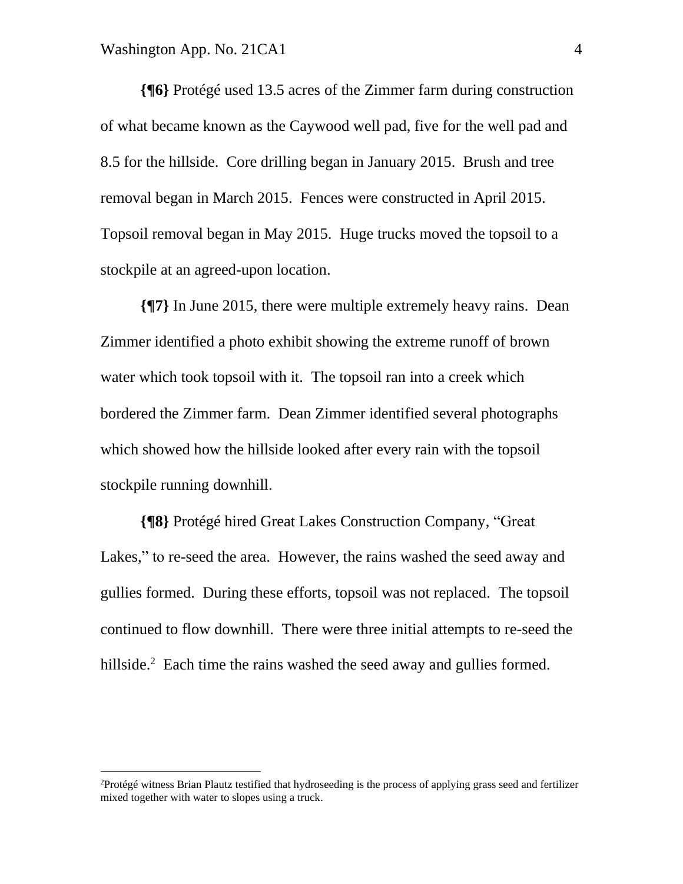**{¶6}** Protégé used 13.5 acres of the Zimmer farm during construction of what became known as the Caywood well pad, five for the well pad and 8.5 for the hillside. Core drilling began in January 2015. Brush and tree removal began in March 2015. Fences were constructed in April 2015. Topsoil removal began in May 2015. Huge trucks moved the topsoil to a stockpile at an agreed-upon location.

**{¶7}** In June 2015, there were multiple extremely heavy rains. Dean Zimmer identified a photo exhibit showing the extreme runoff of brown water which took topsoil with it. The topsoil ran into a creek which bordered the Zimmer farm. Dean Zimmer identified several photographs which showed how the hillside looked after every rain with the topsoil stockpile running downhill.

**{¶8}** Protégé hired Great Lakes Construction Company, "Great Lakes," to re-seed the area. However, the rains washed the seed away and gullies formed. During these efforts, topsoil was not replaced. The topsoil continued to flow downhill. There were three initial attempts to re-seed the hillside.[2] Each time the rains washed the seed away and gullies formed.

---

[2]Protégé witness Brian Plautz testified that hydroseeding is the process of applying grass seed and fertilizer mixed together with water to slopes using a truck.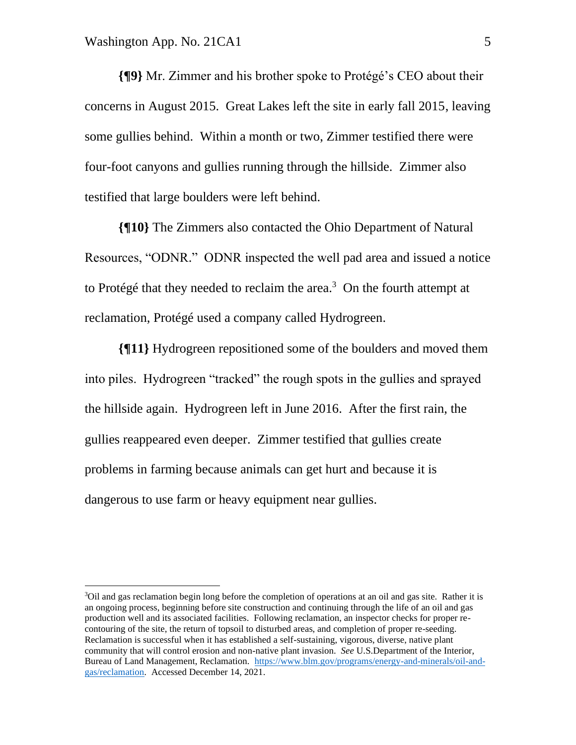**{¶9}** Mr. Zimmer and his brother spoke to Protégé's CEO about their concerns in August 2015. Great Lakes left the site in early fall 2015, leaving some gullies behind. Within a month or two, Zimmer testified there were four-foot canyons and gullies running through the hillside. Zimmer also testified that large boulders were left behind.

**{¶10}** The Zimmers also contacted the Ohio Department of Natural Resources, "ODNR." ODNR inspected the well pad area and issued a notice to Protégé that they needed to reclaim the area.[3] On the fourth attempt at reclamation, Protégé used a company called Hydrogreen.

**{¶11}** Hydrogreen repositioned some of the boulders and moved them into piles. Hydrogreen "tracked" the rough spots in the gullies and sprayed the hillside again. Hydrogreen left in June 2016. After the first rain, the gullies reappeared even deeper. Zimmer testified that gullies create problems in farming because animals can get hurt and because it is dangerous to use farm or heavy equipment near gullies.

---

[3]Oil and gas reclamation begin long before the completion of operations at an oil and gas site. Rather it is an ongoing process, beginning before site construction and continuing through the life of an oil and gas production well and its associated facilities. Following reclamation, an inspector checks for proper re-contouring of the site, the return of topsoil to disturbed areas, and completion of proper re-seeding. Reclamation is successful when it has established a self-sustaining, vigorous, diverse, native plant community that will control erosion and non-native plant invasion. *See* U.S.Department of the Interior, Bureau of Land Management, Reclamation. https://www.blm.gov/programs/energy-and-minerals/oil-and-gas/reclamation. Accessed December 14, 2021.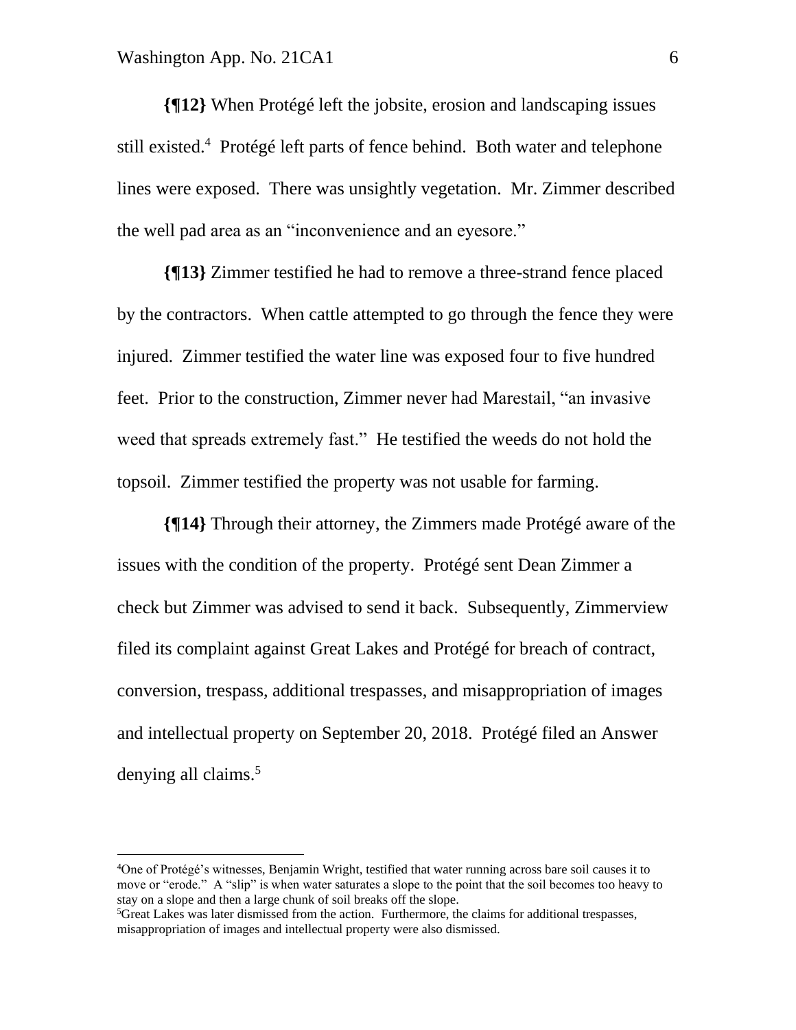**{¶12}** When Protégé left the jobsite, erosion and landscaping issues still existed.[4] Protégé left parts of fence behind. Both water and telephone lines were exposed. There was unsightly vegetation. Mr. Zimmer described the well pad area as an "inconvenience and an eyesore."

**{¶13}** Zimmer testified he had to remove a three-strand fence placed by the contractors. When cattle attempted to go through the fence they were injured. Zimmer testified the water line was exposed four to five hundred feet. Prior to the construction, Zimmer never had Marestail, "an invasive weed that spreads extremely fast." He testified the weeds do not hold the topsoil. Zimmer testified the property was not usable for farming.

**{¶14}** Through their attorney, the Zimmers made Protégé aware of the issues with the condition of the property. Protégé sent Dean Zimmer a check but Zimmer was advised to send it back. Subsequently, Zimmerview filed its complaint against Great Lakes and Protégé for breach of contract, conversion, trespass, additional trespasses, and misappropriation of images and intellectual property on September 20, 2018. Protégé filed an Answer denying all claims.[5]

---

[4] One of Protégé's witnesses, Benjamin Wright, testified that water running across bare soil causes it to move or "erode." A "slip" is when water saturates a slope to the point that the soil becomes too heavy to stay on a slope and then a large chunk of soil breaks off the slope.

[5] Great Lakes was later dismissed from the action. Furthermore, the claims for additional trespasses, misappropriation of images and intellectual property were also dismissed.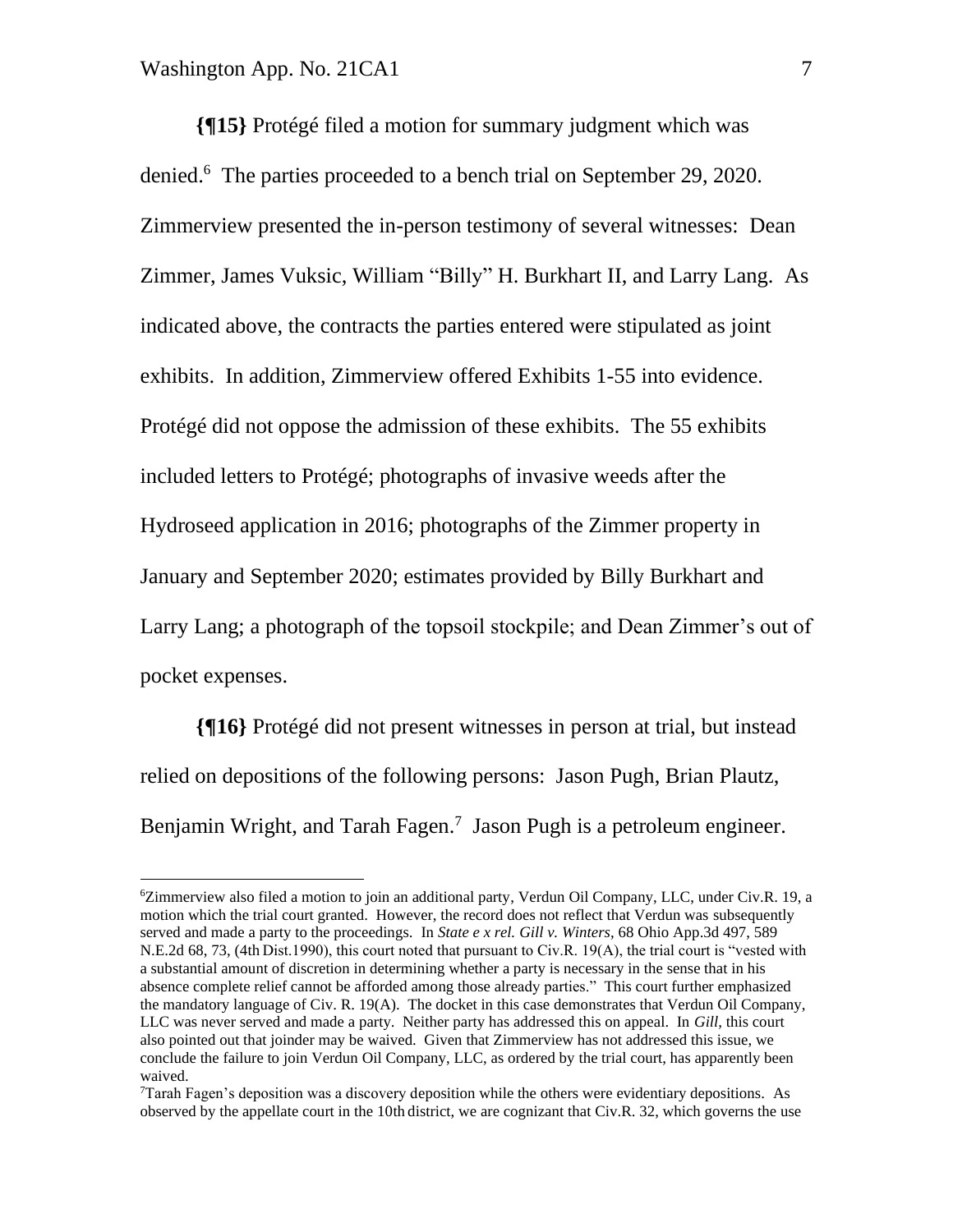**{¶15}** Protégé filed a motion for summary judgment which was denied.[6] The parties proceeded to a bench trial on September 29, 2020. Zimmerview presented the in-person testimony of several witnesses: Dean Zimmer, James Vuksic, William "Billy" H. Burkhart II, and Larry Lang. As indicated above, the contracts the parties entered were stipulated as joint exhibits. In addition, Zimmerview offered Exhibits 1-55 into evidence. Protégé did not oppose the admission of these exhibits. The 55 exhibits included letters to Protégé; photographs of invasive weeds after the Hydroseed application in 2016; photographs of the Zimmer property in January and September 2020; estimates provided by Billy Burkhart and Larry Lang; a photograph of the topsoil stockpile; and Dean Zimmer's out of pocket expenses.

**{¶16}** Protégé did not present witnesses in person at trial, but instead relied on depositions of the following persons: Jason Pugh, Brian Plautz, Benjamin Wright, and Tarah Fagen.[7] Jason Pugh is a petroleum engineer.

---

[6]Zimmerview also filed a motion to join an additional party, Verdun Oil Company, LLC, under Civ.R. 19, a motion which the trial court granted. However, the record does not reflect that Verdun was subsequently served and made a party to the proceedings. In *State e x rel. Gill v. Winters*, 68 Ohio App.3d 497, 589 N.E.2d 68, 73, (4th Dist.1990), this court noted that pursuant to Civ.R. 19(A), the trial court is "vested with a substantial amount of discretion in determining whether a party is necessary in the sense that in his absence complete relief cannot be afforded among those already parties." This court further emphasized the mandatory language of Civ. R. 19(A). The docket in this case demonstrates that Verdun Oil Company, LLC was never served and made a party. Neither party has addressed this on appeal. In *Gill,* this court also pointed out that joinder may be waived. Given that Zimmerview has not addressed this issue, we conclude the failure to join Verdun Oil Company, LLC, as ordered by the trial court, has apparently been waived.

[7]Tarah Fagen's deposition was a discovery deposition while the others were evidentiary depositions. As observed by the appellate court in the 10th district, we are cognizant that Civ.R. 32, which governs the use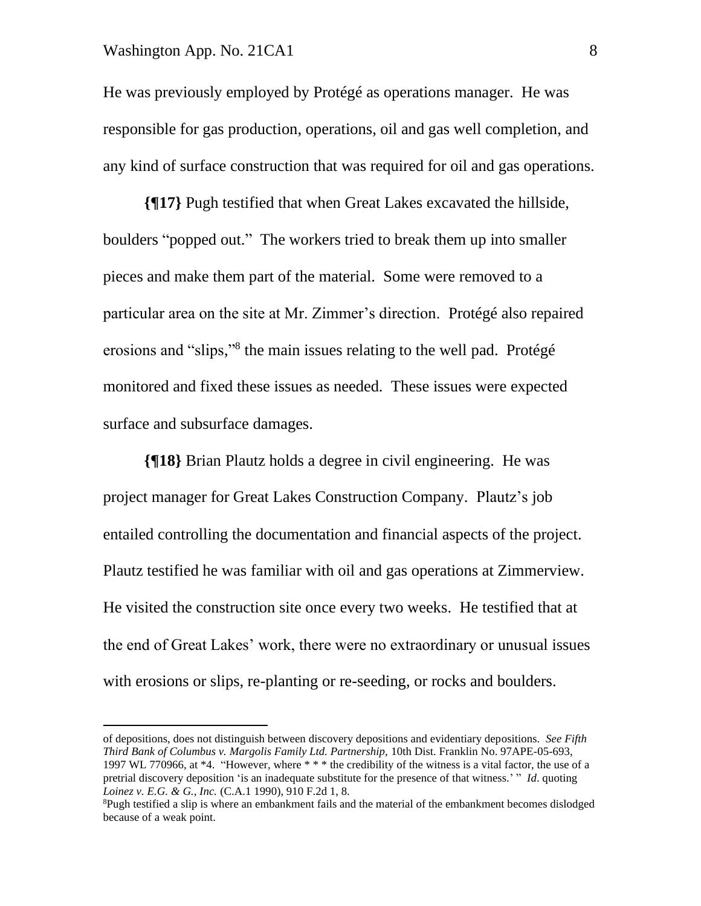He was previously employed by Protégé as operations manager. He was responsible for gas production, operations, oil and gas well completion, and any kind of surface construction that was required for oil and gas operations.

**{¶17}** Pugh testified that when Great Lakes excavated the hillside, boulders "popped out." The workers tried to break them up into smaller pieces and make them part of the material. Some were removed to a particular area on the site at Mr. Zimmer's direction. Protégé also repaired erosions and "slips,"[8] the main issues relating to the well pad. Protégé monitored and fixed these issues as needed. These issues were expected surface and subsurface damages.

**{¶18}** Brian Plautz holds a degree in civil engineering. He was project manager for Great Lakes Construction Company. Plautz's job entailed controlling the documentation and financial aspects of the project. Plautz testified he was familiar with oil and gas operations at Zimmerview. He visited the construction site once every two weeks. He testified that at the end of Great Lakes' work, there were no extraordinary or unusual issues with erosions or slips, re-planting or re-seeding, or rocks and boulders.

---

of depositions, does not distinguish between discovery depositions and evidentiary depositions. *See Fifth Third Bank of Columbus v. Margolis Family Ltd. Partnership,* 10th Dist. Franklin No. 97APE-05-693, 1997 WL 770966, at *4. "However, where * * * the credibility of the witness is a vital factor, the use of a pretrial discovery deposition 'is an inadequate substitute for the presence of that witness.' " *Id*. quoting *Loinez v. E.G. & G., Inc.* (C.A.1 1990), 910 F.2d 1, 8.

[8] Pugh testified a slip is where an embankment fails and the material of the embankment becomes dislodged because of a weak point.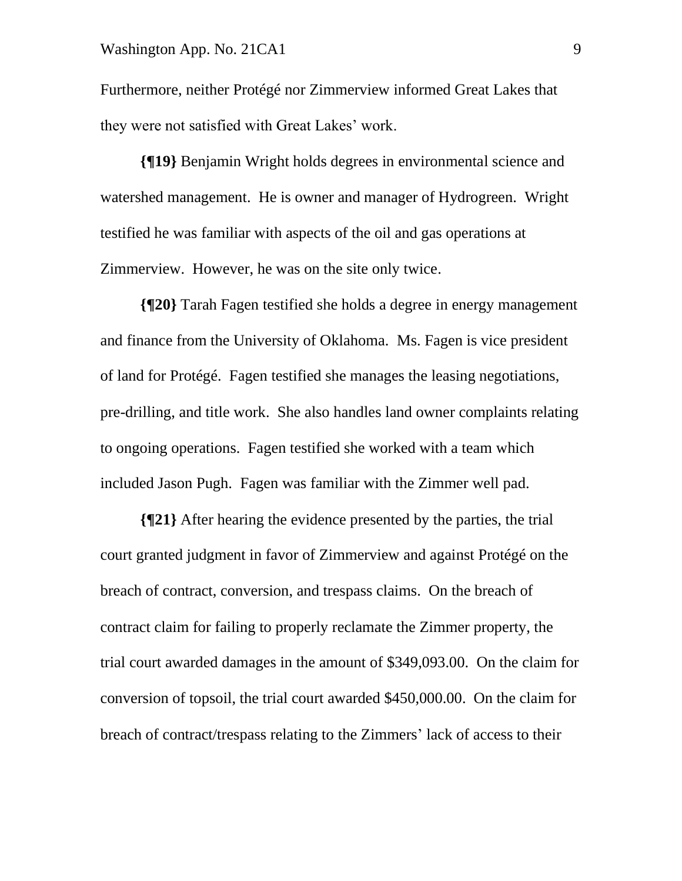Furthermore, neither Protégé nor Zimmerview informed Great Lakes that they were not satisfied with Great Lakes' work.

**{¶19}** Benjamin Wright holds degrees in environmental science and watershed management. He is owner and manager of Hydrogreen. Wright testified he was familiar with aspects of the oil and gas operations at Zimmerview. However, he was on the site only twice.

**{¶20}** Tarah Fagen testified she holds a degree in energy management and finance from the University of Oklahoma. Ms. Fagen is vice president of land for Protégé. Fagen testified she manages the leasing negotiations, pre-drilling, and title work. She also handles land owner complaints relating to ongoing operations. Fagen testified she worked with a team which included Jason Pugh. Fagen was familiar with the Zimmer well pad.

**{¶21}** After hearing the evidence presented by the parties, the trial court granted judgment in favor of Zimmerview and against Protégé on the breach of contract, conversion, and trespass claims. On the breach of contract claim for failing to properly reclamate the Zimmer property, the trial court awarded damages in the amount of $349,093.00. On the claim for conversion of topsoil, the trial court awarded $450,000.00. On the claim for breach of contract/trespass relating to the Zimmers' lack of access to their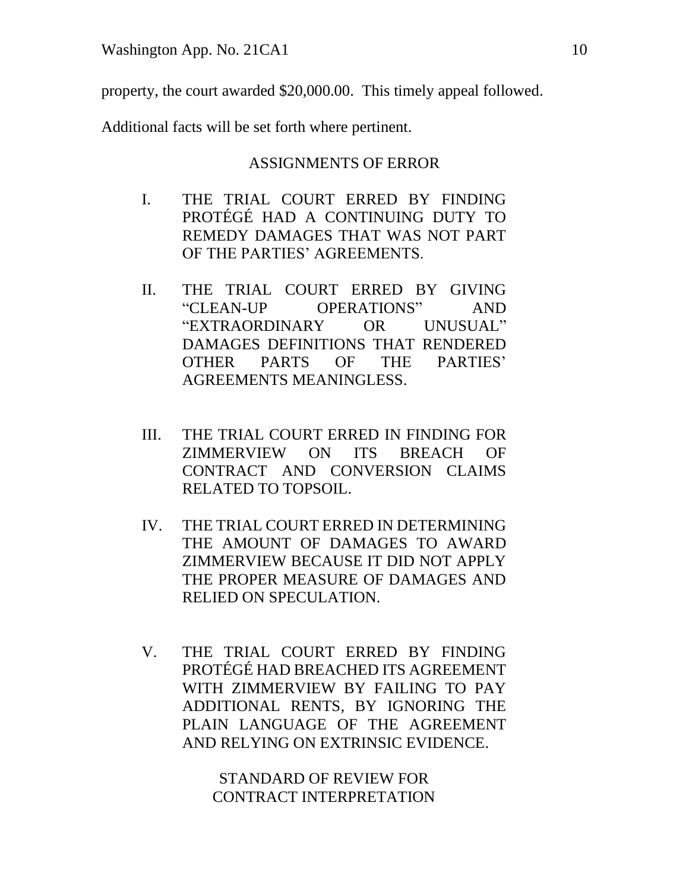property, the court awarded $20,000.00. This timely appeal followed.

Additional facts will be set forth where pertinent.

## ASSIGNMENTS OF ERROR

I. THE TRIAL COURT ERRED BY FINDING PROTÉGÉ HAD A CONTINUING DUTY TO REMEDY DAMAGES THAT WAS NOT PART OF THE PARTIES' AGREEMENTS.

II. THE TRIAL COURT ERRED BY GIVING "CLEAN-UP OPERATIONS" AND "EXTRAORDINARY OR UNUSUAL" DAMAGES DEFINITIONS THAT RENDERED OTHER PARTS OF THE PARTIES' AGREEMENTS MEANINGLESS.

III. THE TRIAL COURT ERRED IN FINDING FOR ZIMMERVIEW ON ITS BREACH OF CONTRACT AND CONVERSION CLAIMS RELATED TO TOPSOIL.

IV. THE TRIAL COURT ERRED IN DETERMINING THE AMOUNT OF DAMAGES TO AWARD ZIMMERVIEW BECAUSE IT DID NOT APPLY THE PROPER MEASURE OF DAMAGES AND RELIED ON SPECULATION.

V. THE TRIAL COURT ERRED BY FINDING PROTÉGÉ HAD BREACHED ITS AGREEMENT WITH ZIMMERVIEW BY FAILING TO PAY ADDITIONAL RENTS, BY IGNORING THE PLAIN LANGUAGE OF THE AGREEMENT AND RELYING ON EXTRINSIC EVIDENCE.

## STANDARD OF REVIEW FOR CONTRACT INTERPRETATION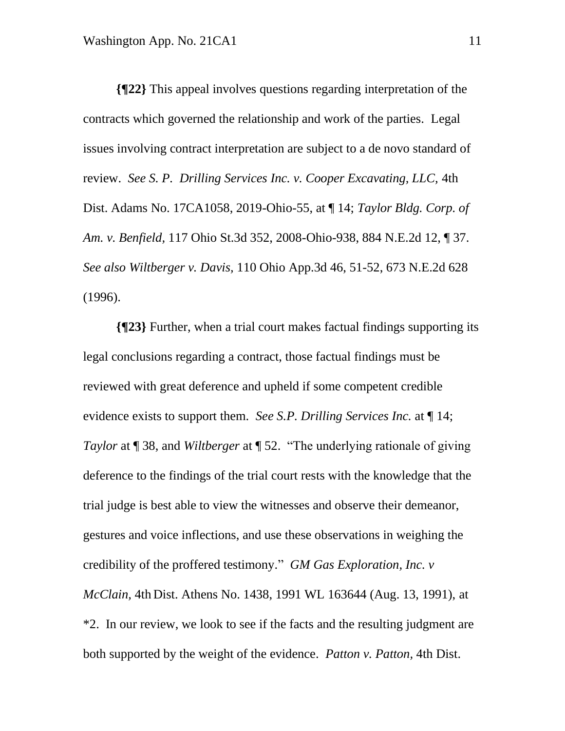**{¶22}** This appeal involves questions regarding interpretation of the contracts which governed the relationship and work of the parties. Legal issues involving contract interpretation are subject to a de novo standard of review. *See S. P. Drilling Services Inc. v. Cooper Excavating, LLC,* 4th Dist. Adams No. 17CA1058, 2019-Ohio-55, at ¶ 14; *Taylor Bldg. Corp. of Am. v. Benfield,* 117 Ohio St.3d 352, 2008-Ohio-938, 884 N.E.2d 12, ¶ 37. *See also Wiltberger v. Davis,* 110 Ohio App.3d 46, 51-52, 673 N.E.2d 628 (1996).

**{¶23}** Further, when a trial court makes factual findings supporting its legal conclusions regarding a contract, those factual findings must be reviewed with great deference and upheld if some competent credible evidence exists to support them. *See S.P. Drilling Services Inc.* at ¶ 14; *Taylor* at ¶ 38, and *Wiltberger* at ¶ 52. "The underlying rationale of giving deference to the findings of the trial court rests with the knowledge that the trial judge is best able to view the witnesses and observe their demeanor, gestures and voice inflections, and use these observations in weighing the credibility of the proffered testimony." *GM Gas Exploration, Inc. v McClain,* 4th Dist. Athens No. 1438, 1991 WL 163644 (Aug. 13, 1991), at *2. In our review, we look to see if the facts and the resulting judgment are both supported by the weight of the evidence. *Patton v. Patton,* 4th Dist.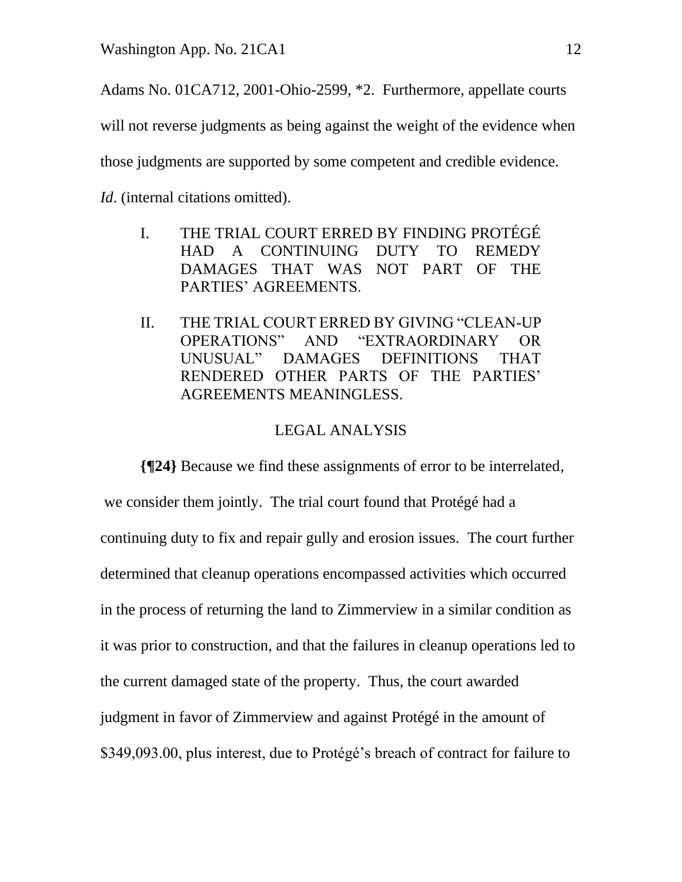Adams No. 01CA712, 2001-Ohio-2599, *2. Furthermore, appellate courts will not reverse judgments as being against the weight of the evidence when those judgments are supported by some competent and credible evidence. *Id*. (internal citations omitted).

I. THE TRIAL COURT ERRED BY FINDING PROTÉGÉ HAD A CONTINUING DUTY TO REMEDY DAMAGES THAT WAS NOT PART OF THE PARTIES' AGREEMENTS.

II. THE TRIAL COURT ERRED BY GIVING "CLEAN-UP OPERATIONS" AND "EXTRAORDINARY OR UNUSUAL" DAMAGES DEFINITIONS THAT RENDERED OTHER PARTS OF THE PARTIES' AGREEMENTS MEANINGLESS.

## LEGAL ANALYSIS

**{¶24}** Because we find these assignments of error to be interrelated, we consider them jointly. The trial court found that Protégé had a continuing duty to fix and repair gully and erosion issues. The court further determined that cleanup operations encompassed activities which occurred in the process of returning the land to Zimmerview in a similar condition as it was prior to construction, and that the failures in cleanup operations led to the current damaged state of the property. Thus, the court awarded judgment in favor of Zimmerview and against Protégé in the amount of $349,093.00, plus interest, due to Protégé's breach of contract for failure to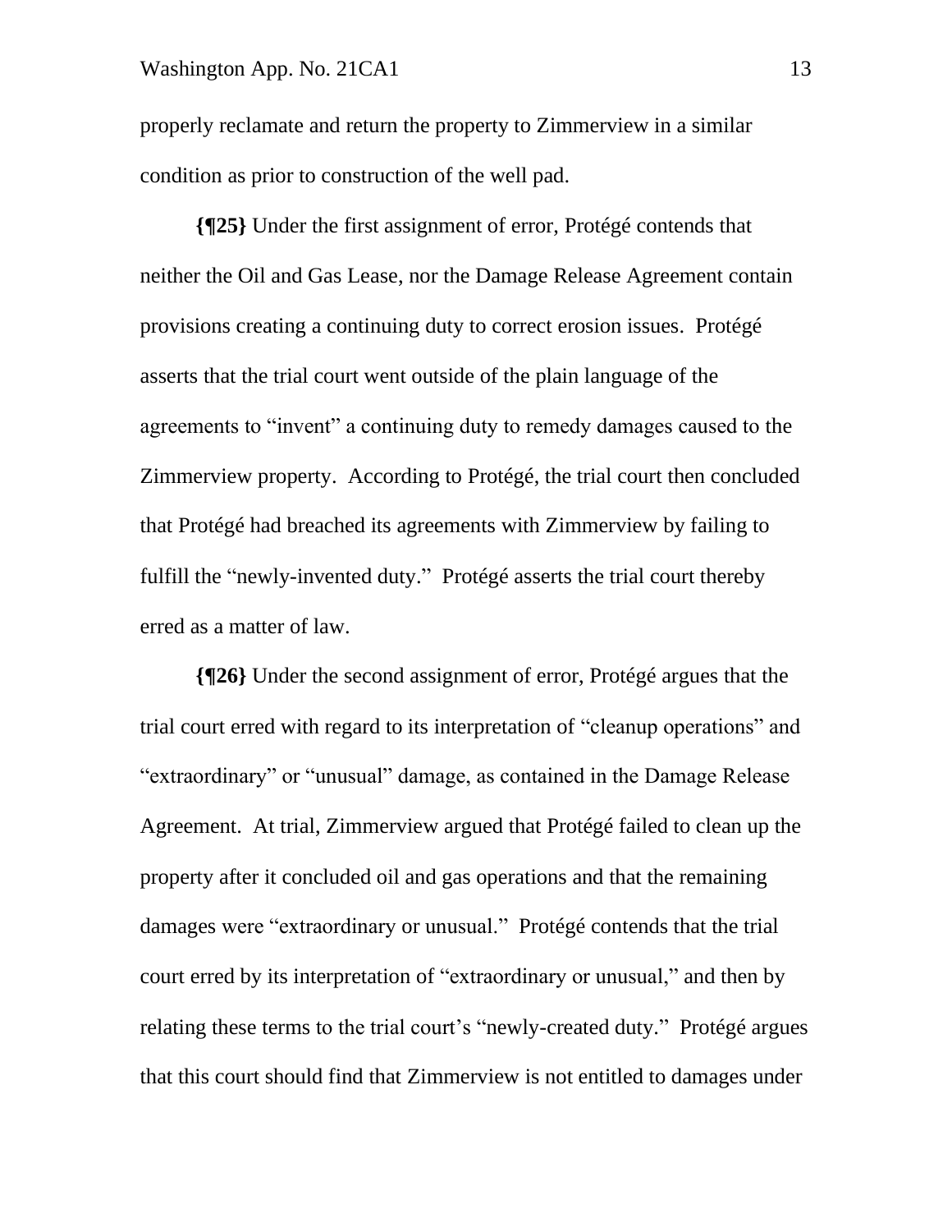properly reclamate and return the property to Zimmerview in a similar condition as prior to construction of the well pad.

**{¶25}** Under the first assignment of error, Protégé contends that neither the Oil and Gas Lease, nor the Damage Release Agreement contain provisions creating a continuing duty to correct erosion issues. Protégé asserts that the trial court went outside of the plain language of the agreements to "invent" a continuing duty to remedy damages caused to the Zimmerview property. According to Protégé, the trial court then concluded that Protégé had breached its agreements with Zimmerview by failing to fulfill the "newly-invented duty." Protégé asserts the trial court thereby erred as a matter of law.

**{¶26}** Under the second assignment of error, Protégé argues that the trial court erred with regard to its interpretation of "cleanup operations" and "extraordinary" or "unusual" damage, as contained in the Damage Release Agreement. At trial, Zimmerview argued that Protégé failed to clean up the property after it concluded oil and gas operations and that the remaining damages were "extraordinary or unusual." Protégé contends that the trial court erred by its interpretation of "extraordinary or unusual," and then by relating these terms to the trial court's "newly-created duty." Protégé argues that this court should find that Zimmerview is not entitled to damages under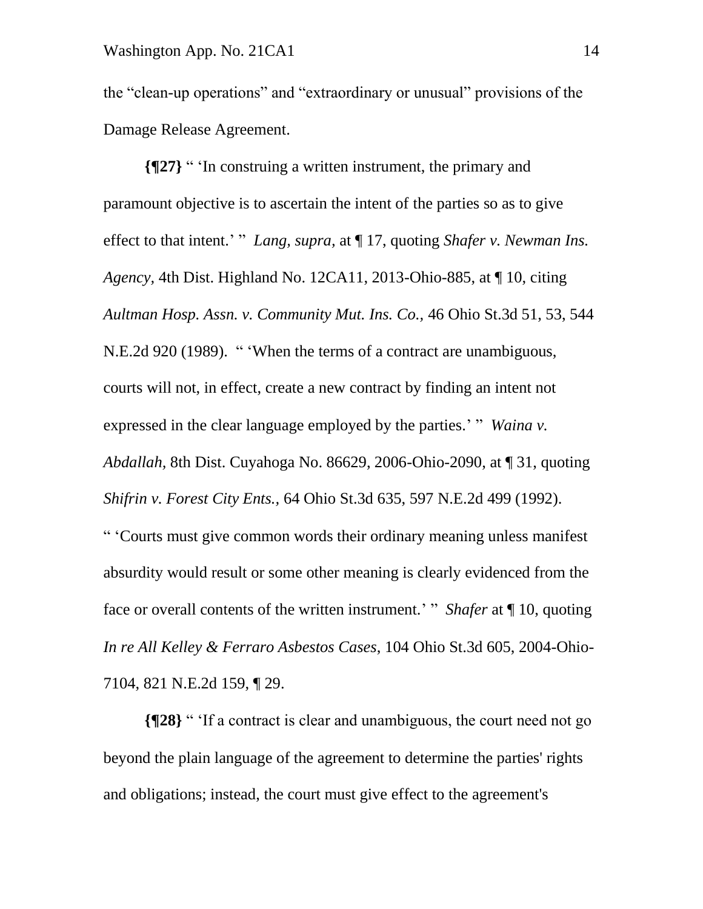the "clean-up operations" and "extraordinary or unusual" provisions of the Damage Release Agreement.

**{¶27}** " 'In construing a written instrument, the primary and paramount objective is to ascertain the intent of the parties so as to give effect to that intent.' " *Lang, supra,* at ¶ 17, quoting *Shafer v. Newman Ins. Agency,* 4th Dist. Highland No. 12CA11, 2013-Ohio-885, at ¶ 10, citing *Aultman Hosp. Assn. v. Community Mut. Ins. Co.,* 46 Ohio St.3d 51, 53, 544 N.E.2d 920 (1989). " 'When the terms of a contract are unambiguous, courts will not, in effect, create a new contract by finding an intent not expressed in the clear language employed by the parties.' " *Waina v. Abdallah,* 8th Dist. Cuyahoga No. 86629, 2006-Ohio-2090, at ¶ 31, quoting *Shifrin v. Forest City Ents.,* 64 Ohio St.3d 635, 597 N.E.2d 499 (1992). " 'Courts must give common words their ordinary meaning unless manifest absurdity would result or some other meaning is clearly evidenced from the face or overall contents of the written instrument.' " *Shafer* at ¶ 10, quoting *In re All Kelley & Ferraro Asbestos Cases*, 104 Ohio St.3d 605, 2004-Ohio-7104, 821 N.E.2d 159, ¶ 29.

**{¶28}** " 'If a contract is clear and unambiguous, the court need not go beyond the plain language of the agreement to determine the parties' rights and obligations; instead, the court must give effect to the agreement's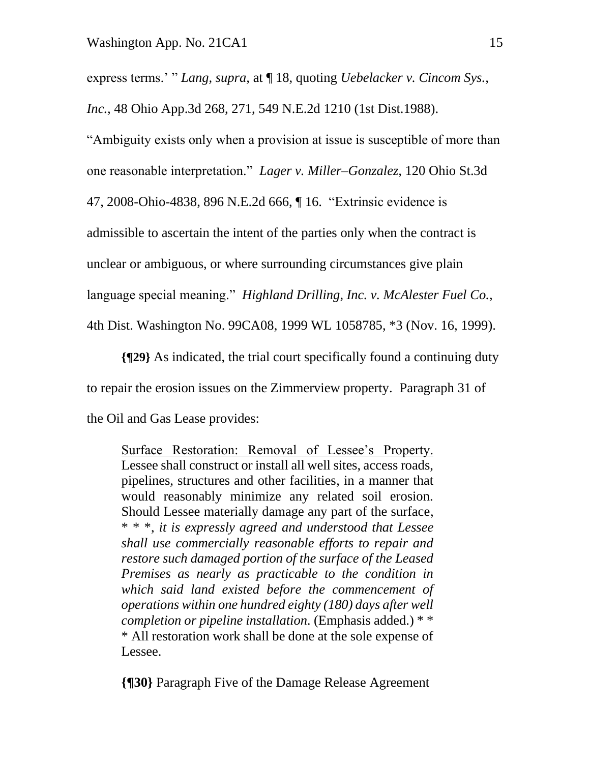express terms.' " *Lang, supra,* at ¶ 18, quoting *Uebelacker v. Cincom Sys., Inc.*, 48 Ohio App.3d 268, 271, 549 N.E.2d 1210 (1st Dist.1988). "Ambiguity exists only when a provision at issue is susceptible of more than one reasonable interpretation." *Lager v. Miller–Gonzalez,* 120 Ohio St.3d 47, 2008-Ohio-4838, 896 N.E.2d 666, ¶ 16. "Extrinsic evidence is admissible to ascertain the intent of the parties only when the contract is unclear or ambiguous, or where surrounding circumstances give plain language special meaning." *Highland Drilling, Inc. v. McAlester Fuel Co.,* 4th Dist. Washington No. 99CA08, 1999 WL 1058785, *3 (Nov. 16, 1999).

**{¶29}** As indicated, the trial court specifically found a continuing duty to repair the erosion issues on the Zimmerview property. Paragraph 31 of the Oil and Gas Lease provides:

> <u>Surface Restoration: Removal of Lessee's Property.</u> Lessee shall construct or install all well sites, access roads, pipelines, structures and other facilities, in a manner that would reasonably minimize any related soil erosion. Should Lessee materially damage any part of the surface, * * *, *it is expressly agreed and understood that Lessee shall use commercially reasonable efforts to repair and restore such damaged portion of the surface of the Leased Premises as nearly as practicable to the condition in which said land existed before the commencement of operations within one hundred eighty (180) days after well completion or pipeline installation.* (Emphasis added.) * * * All restoration work shall be done at the sole expense of Lessee.

**{¶30}** Paragraph Five of the Damage Release Agreement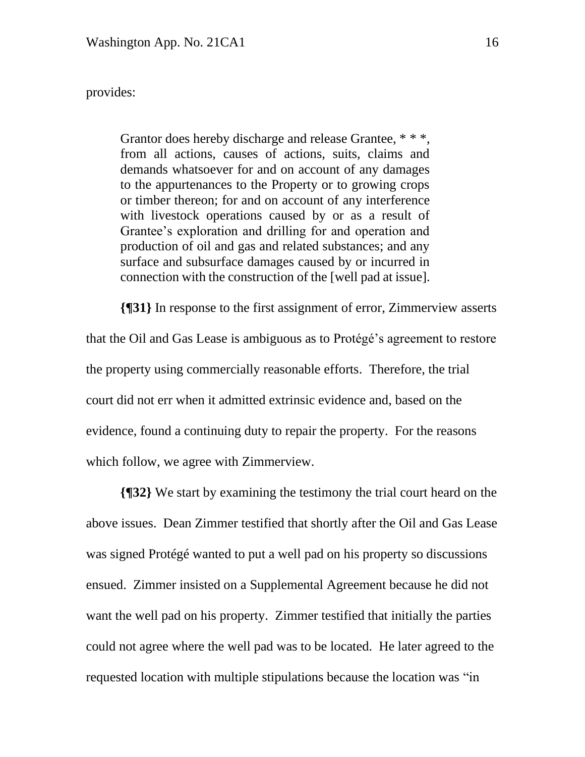provides:

> Grantor does hereby discharge and release Grantee, * * *, from all actions, causes of actions, suits, claims and demands whatsoever for and on account of any damages to the appurtenances to the Property or to growing crops or timber thereon; for and on account of any interference with livestock operations caused by or as a result of Grantee's exploration and drilling for and operation and production of oil and gas and related substances; and any surface and subsurface damages caused by or incurred in connection with the construction of the [well pad at issue].

**{¶31}** In response to the first assignment of error, Zimmerview asserts that the Oil and Gas Lease is ambiguous as to Protégé's agreement to restore the property using commercially reasonable efforts. Therefore, the trial court did not err when it admitted extrinsic evidence and, based on the evidence, found a continuing duty to repair the property. For the reasons which follow, we agree with Zimmerview.

**{¶32}** We start by examining the testimony the trial court heard on the above issues. Dean Zimmer testified that shortly after the Oil and Gas Lease was signed Protégé wanted to put a well pad on his property so discussions ensued. Zimmer insisted on a Supplemental Agreement because he did not want the well pad on his property. Zimmer testified that initially the parties could not agree where the well pad was to be located. He later agreed to the requested location with multiple stipulations because the location was "in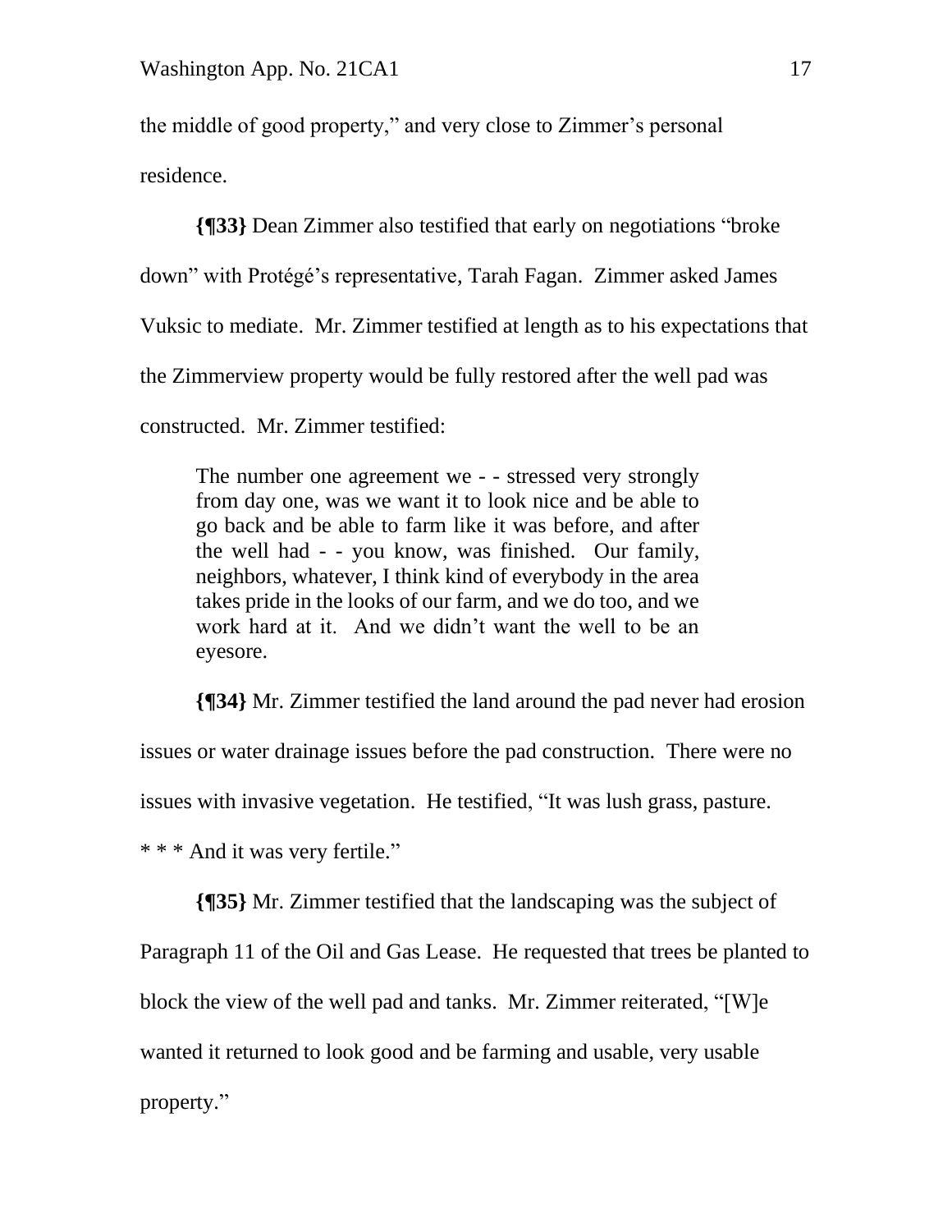the middle of good property," and very close to Zimmer's personal residence.

**{¶33}** Dean Zimmer also testified that early on negotiations "broke down" with Protégé's representative, Tarah Fagan. Zimmer asked James Vuksic to mediate. Mr. Zimmer testified at length as to his expectations that the Zimmerview property would be fully restored after the well pad was constructed. Mr. Zimmer testified:

> The number one agreement we - - stressed very strongly from day one, was we want it to look nice and be able to go back and be able to farm like it was before, and after the well had - - you know, was finished. Our family, neighbors, whatever, I think kind of everybody in the area takes pride in the looks of our farm, and we do too, and we work hard at it. And we didn't want the well to be an eyesore.

**{¶34}** Mr. Zimmer testified the land around the pad never had erosion issues or water drainage issues before the pad construction. There were no issues with invasive vegetation. He testified, "It was lush grass, pasture. * * * And it was very fertile."

**{¶35}** Mr. Zimmer testified that the landscaping was the subject of Paragraph 11 of the Oil and Gas Lease. He requested that trees be planted to block the view of the well pad and tanks. Mr. Zimmer reiterated, "[W]e wanted it returned to look good and be farming and usable, very usable property."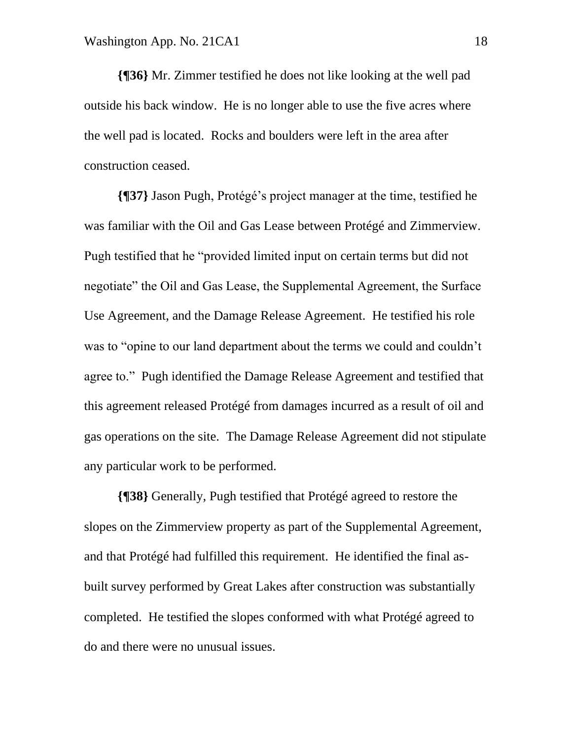**{¶36}** Mr. Zimmer testified he does not like looking at the well pad outside his back window. He is no longer able to use the five acres where the well pad is located. Rocks and boulders were left in the area after construction ceased.

**{¶37}** Jason Pugh, Protégé's project manager at the time, testified he was familiar with the Oil and Gas Lease between Protégé and Zimmerview. Pugh testified that he "provided limited input on certain terms but did not negotiate" the Oil and Gas Lease, the Supplemental Agreement, the Surface Use Agreement, and the Damage Release Agreement. He testified his role was to "opine to our land department about the terms we could and couldn't agree to." Pugh identified the Damage Release Agreement and testified that this agreement released Protégé from damages incurred as a result of oil and gas operations on the site. The Damage Release Agreement did not stipulate any particular work to be performed.

**{¶38}** Generally, Pugh testified that Protégé agreed to restore the slopes on the Zimmerview property as part of the Supplemental Agreement, and that Protégé had fulfilled this requirement. He identified the final as-built survey performed by Great Lakes after construction was substantially completed. He testified the slopes conformed with what Protégé agreed to do and there were no unusual issues.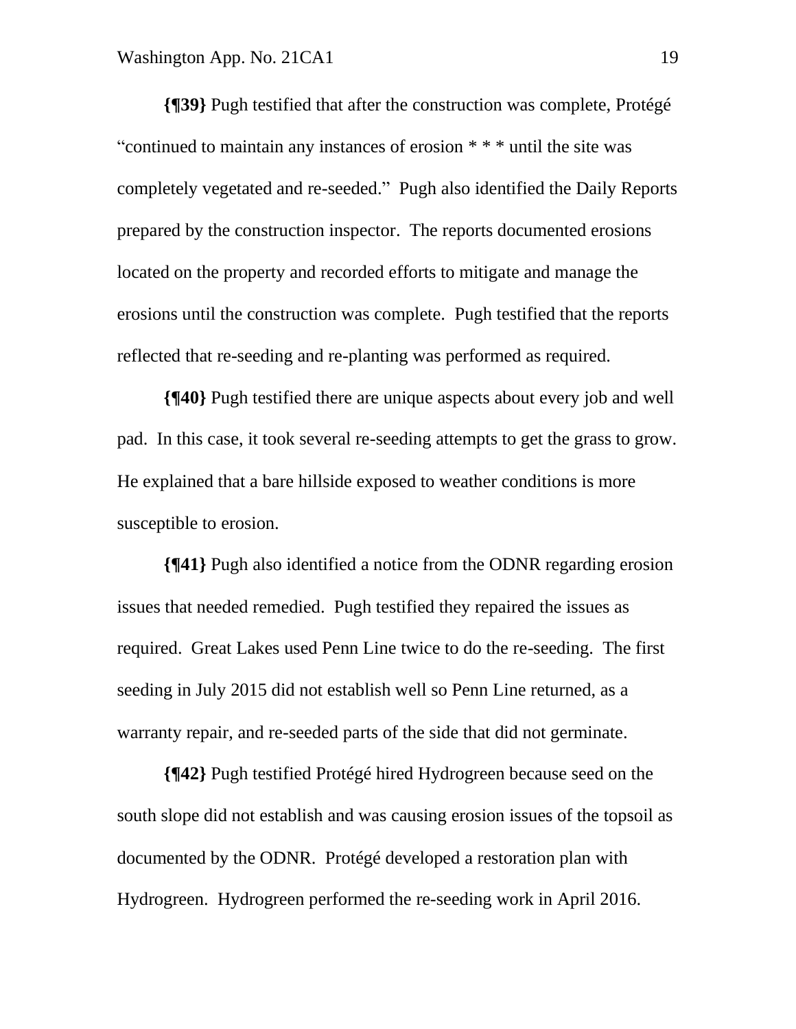**{¶39}** Pugh testified that after the construction was complete, Protégé "continued to maintain any instances of erosion * * * until the site was completely vegetated and re-seeded." Pugh also identified the Daily Reports prepared by the construction inspector. The reports documented erosions located on the property and recorded efforts to mitigate and manage the erosions until the construction was complete. Pugh testified that the reports reflected that re-seeding and re-planting was performed as required.

**{¶40}** Pugh testified there are unique aspects about every job and well pad. In this case, it took several re-seeding attempts to get the grass to grow. He explained that a bare hillside exposed to weather conditions is more susceptible to erosion.

**{¶41}** Pugh also identified a notice from the ODNR regarding erosion issues that needed remedied. Pugh testified they repaired the issues as required. Great Lakes used Penn Line twice to do the re-seeding. The first seeding in July 2015 did not establish well so Penn Line returned, as a warranty repair, and re-seeded parts of the side that did not germinate.

**{¶42}** Pugh testified Protégé hired Hydrogreen because seed on the south slope did not establish and was causing erosion issues of the topsoil as documented by the ODNR. Protégé developed a restoration plan with Hydrogreen. Hydrogreen performed the re-seeding work in April 2016.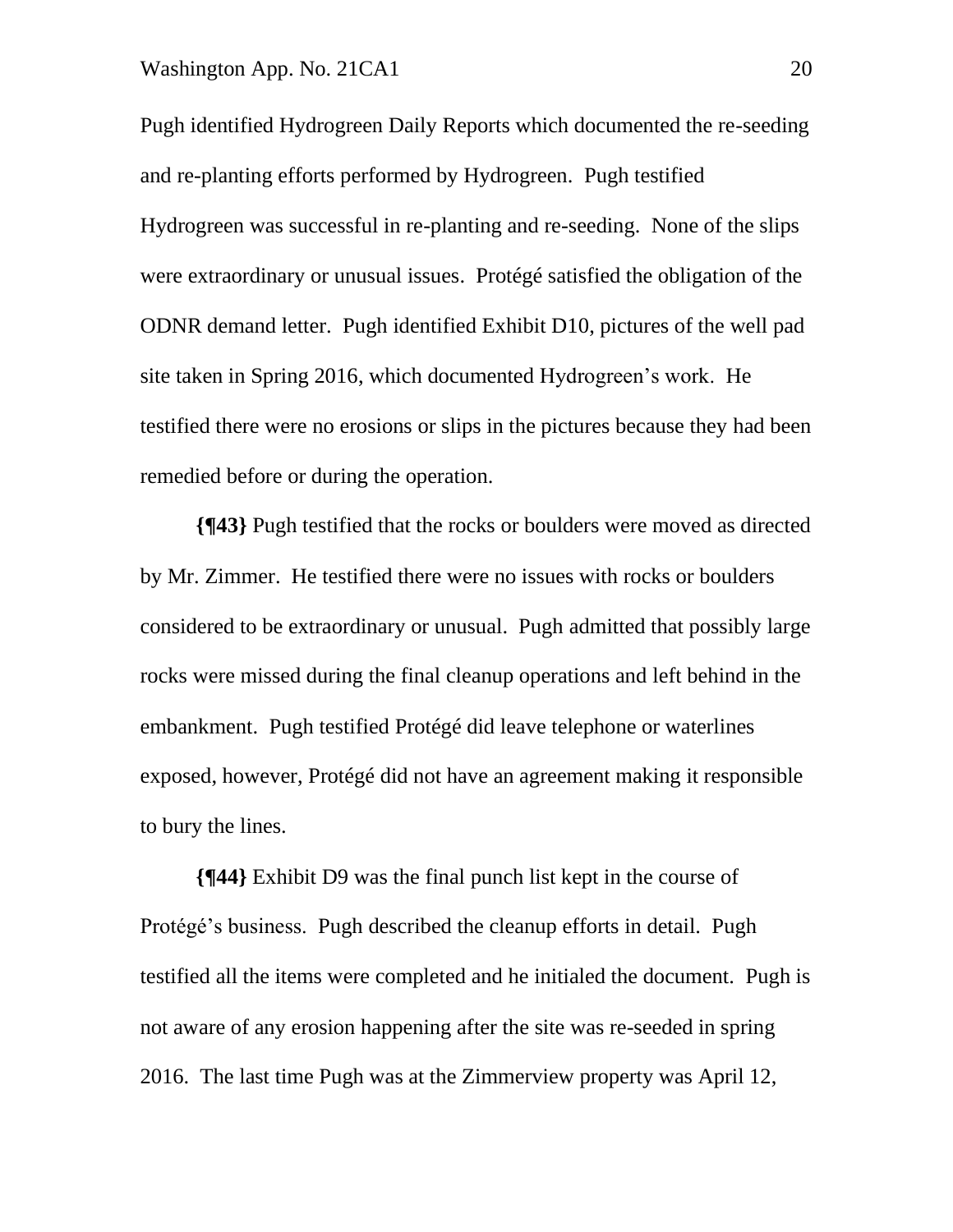Pugh identified Hydrogreen Daily Reports which documented the re-seeding and re-planting efforts performed by Hydrogreen. Pugh testified Hydrogreen was successful in re-planting and re-seeding. None of the slips were extraordinary or unusual issues. Protégé satisfied the obligation of the ODNR demand letter. Pugh identified Exhibit D10, pictures of the well pad site taken in Spring 2016, which documented Hydrogreen's work. He testified there were no erosions or slips in the pictures because they had been remedied before or during the operation.

**{¶43}** Pugh testified that the rocks or boulders were moved as directed by Mr. Zimmer. He testified there were no issues with rocks or boulders considered to be extraordinary or unusual. Pugh admitted that possibly large rocks were missed during the final cleanup operations and left behind in the embankment. Pugh testified Protégé did leave telephone or waterlines exposed, however, Protégé did not have an agreement making it responsible to bury the lines.

**{¶44}** Exhibit D9 was the final punch list kept in the course of Protégé's business. Pugh described the cleanup efforts in detail. Pugh testified all the items were completed and he initialed the document. Pugh is not aware of any erosion happening after the site was re-seeded in spring 2016. The last time Pugh was at the Zimmerview property was April 12,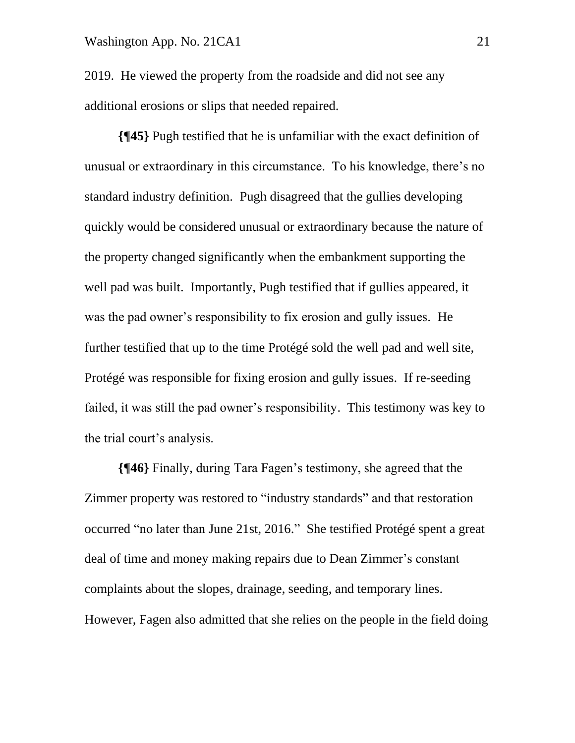2019. He viewed the property from the roadside and did not see any additional erosions or slips that needed repaired.

**{¶45}** Pugh testified that he is unfamiliar with the exact definition of unusual or extraordinary in this circumstance. To his knowledge, there's no standard industry definition. Pugh disagreed that the gullies developing quickly would be considered unusual or extraordinary because the nature of the property changed significantly when the embankment supporting the well pad was built. Importantly, Pugh testified that if gullies appeared, it was the pad owner's responsibility to fix erosion and gully issues. He further testified that up to the time Protégé sold the well pad and well site, Protégé was responsible for fixing erosion and gully issues. If re-seeding failed, it was still the pad owner's responsibility. This testimony was key to the trial court's analysis.

**{¶46}** Finally, during Tara Fagen's testimony, she agreed that the Zimmer property was restored to "industry standards" and that restoration occurred "no later than June 21st, 2016." She testified Protégé spent a great deal of time and money making repairs due to Dean Zimmer's constant complaints about the slopes, drainage, seeding, and temporary lines. However, Fagen also admitted that she relies on the people in the field doing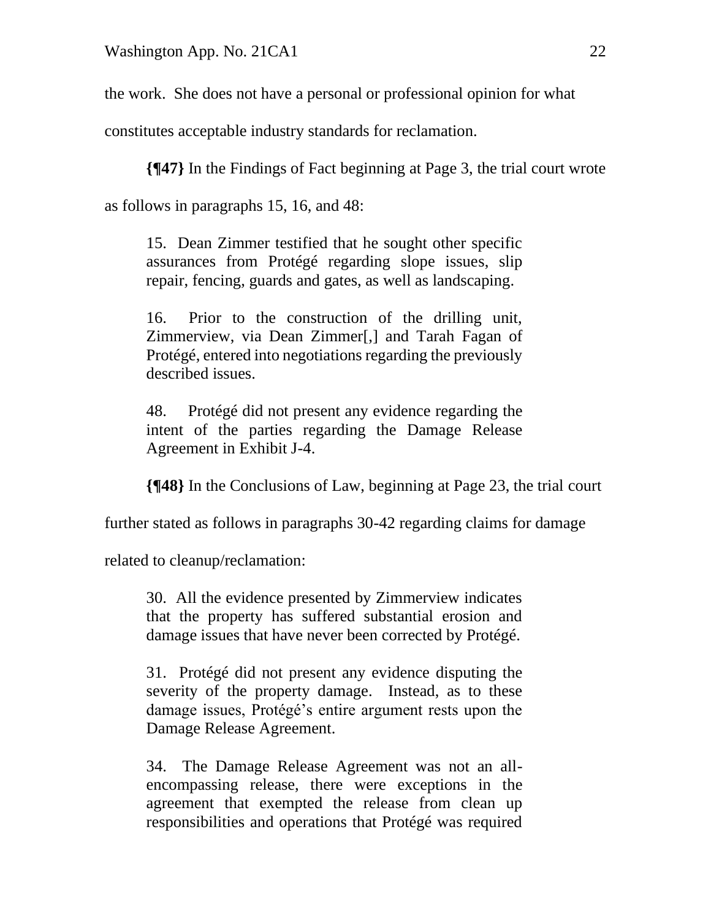the work. She does not have a personal or professional opinion for what constitutes acceptable industry standards for reclamation.

**{¶47}** In the Findings of Fact beginning at Page 3, the trial court wrote as follows in paragraphs 15, 16, and 48:

> 15. Dean Zimmer testified that he sought other specific assurances from Protégé regarding slope issues, slip repair, fencing, guards and gates, as well as landscaping.
>
> 16. Prior to the construction of the drilling unit, Zimmerview, via Dean Zimmer[,] and Tarah Fagan of Protégé, entered into negotiations regarding the previously described issues.
>
> 48. Protégé did not present any evidence regarding the intent of the parties regarding the Damage Release Agreement in Exhibit J-4.

**{¶48}** In the Conclusions of Law, beginning at Page 23, the trial court further stated as follows in paragraphs 30-42 regarding claims for damage related to cleanup/reclamation:

> 30. All the evidence presented by Zimmerview indicates that the property has suffered substantial erosion and damage issues that have never been corrected by Protégé.
>
> 31. Protégé did not present any evidence disputing the severity of the property damage. Instead, as to these damage issues, Protégé's entire argument rests upon the Damage Release Agreement.
>
> 34. The Damage Release Agreement was not an all-encompassing release, there were exceptions in the agreement that exempted the release from clean up responsibilities and operations that Protégé was required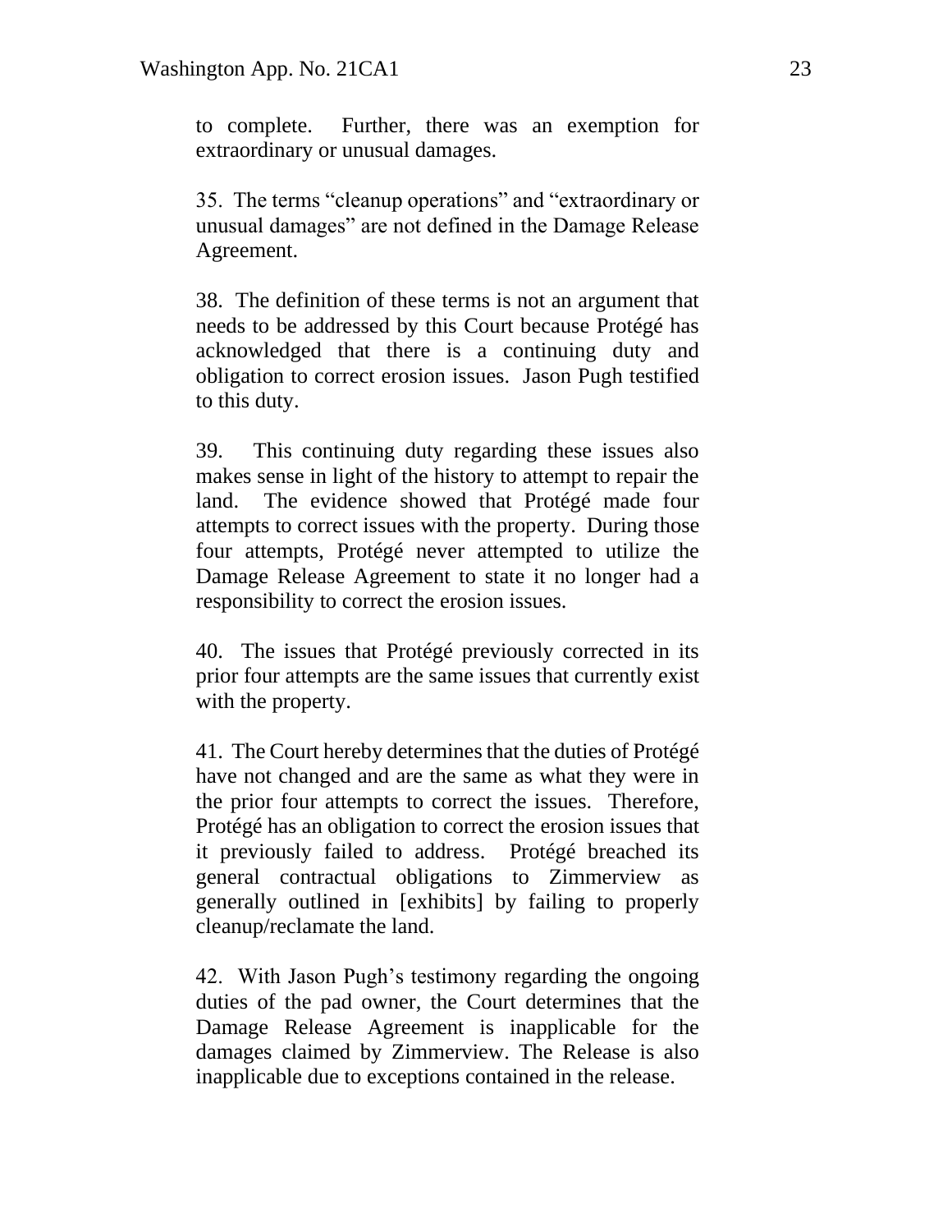to complete. Further, there was an exemption for extraordinary or unusual damages.

35. The terms "cleanup operations" and "extraordinary or unusual damages" are not defined in the Damage Release Agreement.

38. The definition of these terms is not an argument that needs to be addressed by this Court because Protégé has acknowledged that there is a continuing duty and obligation to correct erosion issues. Jason Pugh testified to this duty.

39. This continuing duty regarding these issues also makes sense in light of the history to attempt to repair the land. The evidence showed that Protégé made four attempts to correct issues with the property. During those four attempts, Protégé never attempted to utilize the Damage Release Agreement to state it no longer had a responsibility to correct the erosion issues.

40. The issues that Protégé previously corrected in its prior four attempts are the same issues that currently exist with the property.

41. The Court hereby determines that the duties of Protégé have not changed and are the same as what they were in the prior four attempts to correct the issues. Therefore, Protégé has an obligation to correct the erosion issues that it previously failed to address. Protégé breached its general contractual obligations to Zimmerview as generally outlined in [exhibits] by failing to properly cleanup/reclamate the land.

42. With Jason Pugh's testimony regarding the ongoing duties of the pad owner, the Court determines that the Damage Release Agreement is inapplicable for the damages claimed by Zimmerview. The Release is also inapplicable due to exceptions contained in the release.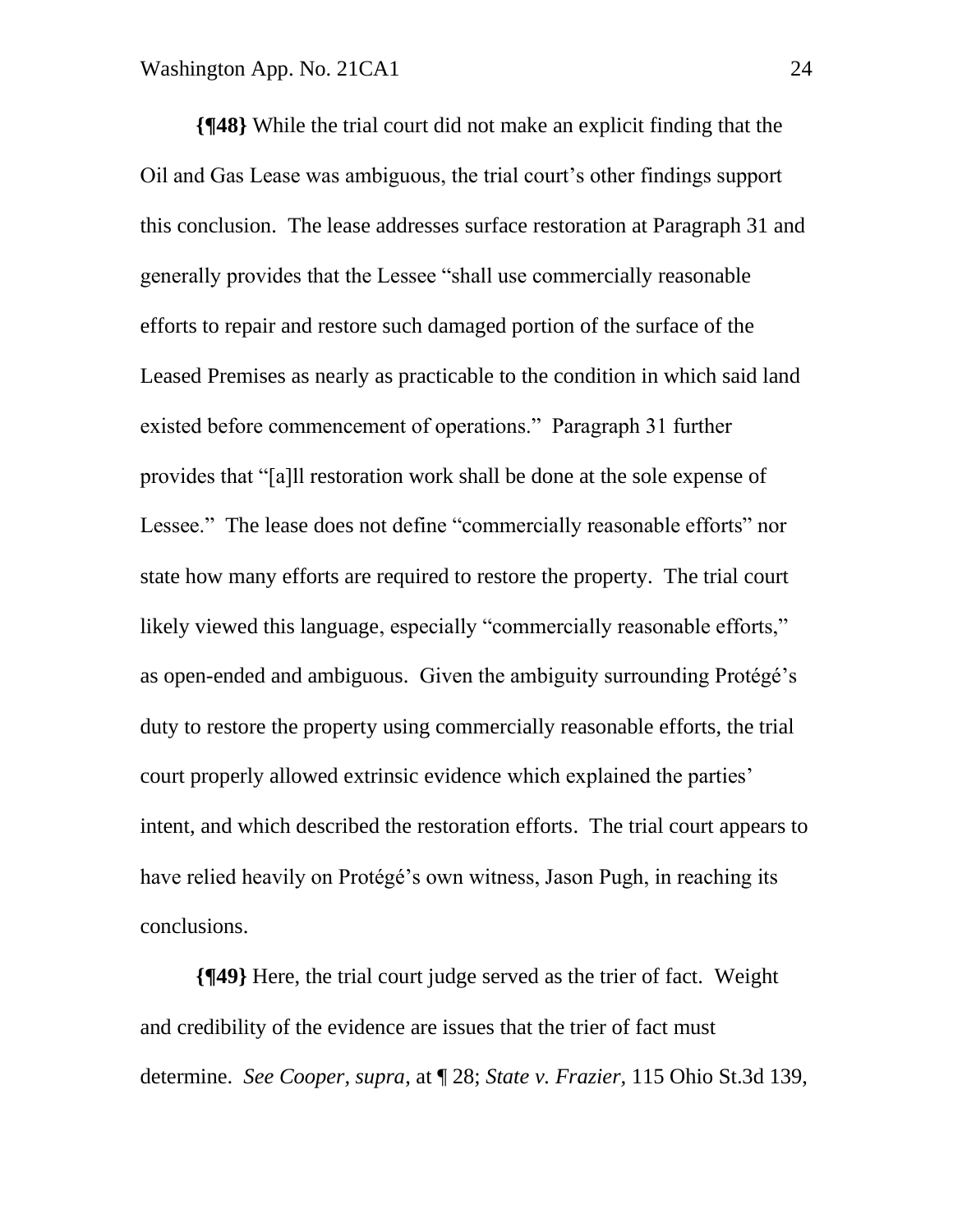**{¶48}** While the trial court did not make an explicit finding that the Oil and Gas Lease was ambiguous, the trial court's other findings support this conclusion. The lease addresses surface restoration at Paragraph 31 and generally provides that the Lessee "shall use commercially reasonable efforts to repair and restore such damaged portion of the surface of the Leased Premises as nearly as practicable to the condition in which said land existed before commencement of operations." Paragraph 31 further provides that "[a]ll restoration work shall be done at the sole expense of Lessee." The lease does not define "commercially reasonable efforts" nor state how many efforts are required to restore the property. The trial court likely viewed this language, especially "commercially reasonable efforts," as open-ended and ambiguous. Given the ambiguity surrounding Protégé's duty to restore the property using commercially reasonable efforts, the trial court properly allowed extrinsic evidence which explained the parties' intent, and which described the restoration efforts. The trial court appears to have relied heavily on Protégé's own witness, Jason Pugh, in reaching its conclusions.

**{¶49}** Here, the trial court judge served as the trier of fact. Weight and credibility of the evidence are issues that the trier of fact must determine. *See Cooper, supra*, at ¶ 28; *State v. Frazier*, 115 Ohio St.3d 139,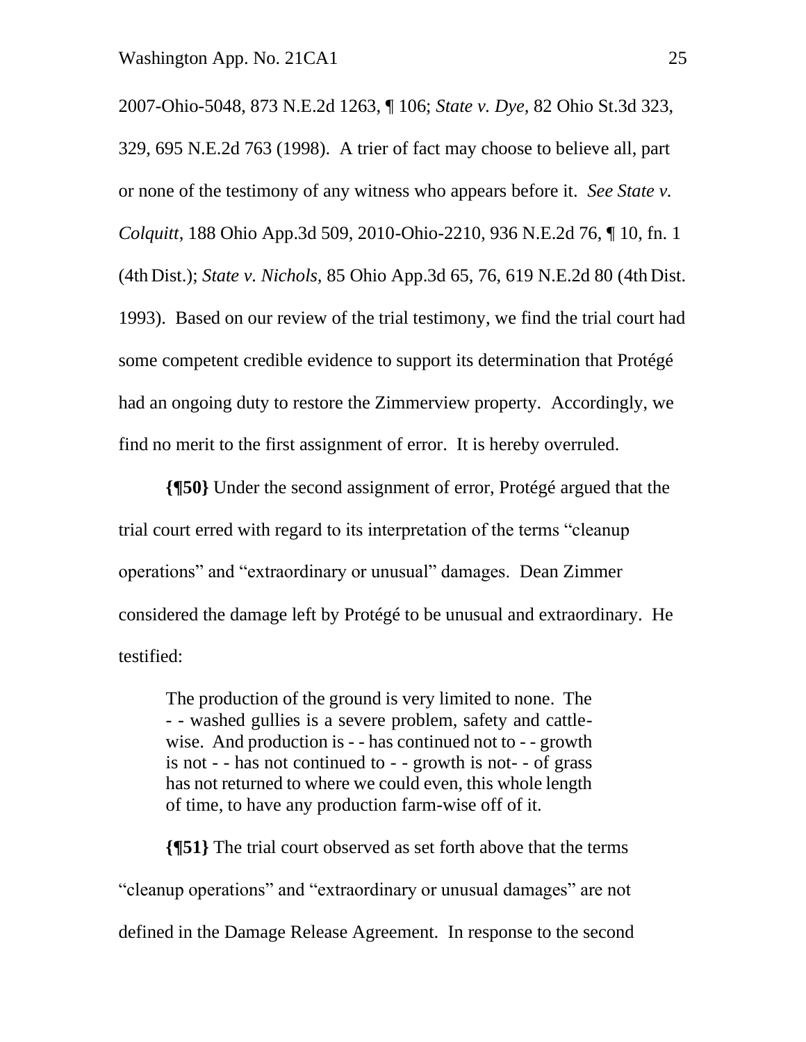2007-Ohio-5048, 873 N.E.2d 1263, ¶ 106; *State v. Dye*, 82 Ohio St.3d 323, 329, 695 N.E.2d 763 (1998). A trier of fact may choose to believe all, part or none of the testimony of any witness who appears before it. *See State v. Colquitt*, 188 Ohio App.3d 509, 2010-Ohio-2210, 936 N.E.2d 76, ¶ 10, fn. 1 (4th Dist.); *State v. Nichols,* 85 Ohio App.3d 65, 76, 619 N.E.2d 80 (4th Dist. 1993). Based on our review of the trial testimony, we find the trial court had some competent credible evidence to support its determination that Protégé had an ongoing duty to restore the Zimmerview property. Accordingly, we find no merit to the first assignment of error. It is hereby overruled.

**{¶50}** Under the second assignment of error, Protégé argued that the trial court erred with regard to its interpretation of the terms "cleanup operations" and "extraordinary or unusual" damages. Dean Zimmer considered the damage left by Protégé to be unusual and extraordinary. He testified:

> The production of the ground is very limited to none. The - - washed gullies is a severe problem, safety and cattle-wise. And production is - - has continued not to - - growth is not - - has not continued to - - growth is not- - of grass has not returned to where we could even, this whole length of time, to have any production farm-wise off of it.

**{¶51}** The trial court observed as set forth above that the terms "cleanup operations" and "extraordinary or unusual damages" are not defined in the Damage Release Agreement. In response to the second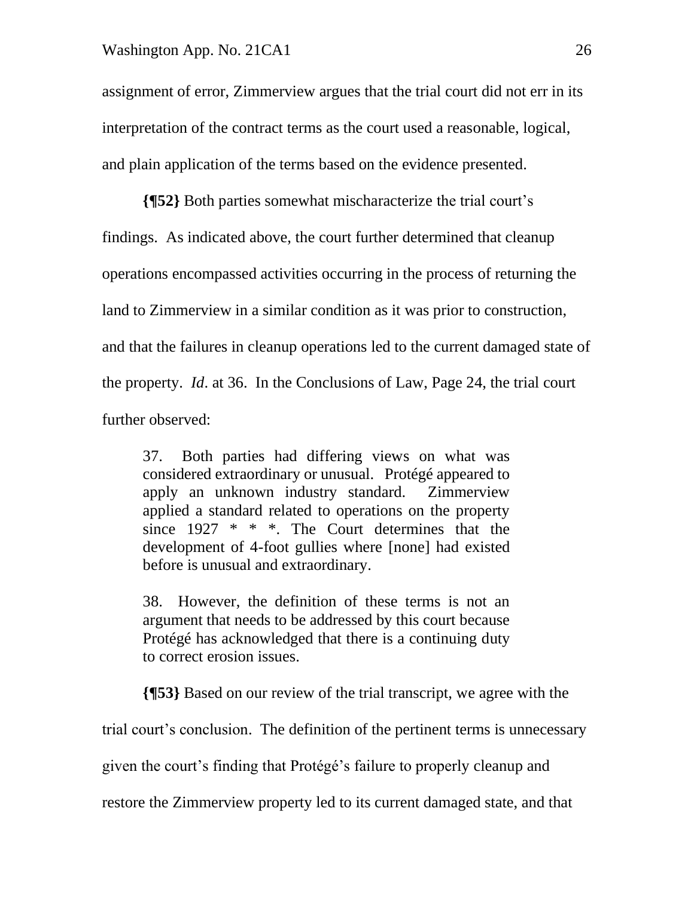assignment of error, Zimmerview argues that the trial court did not err in its interpretation of the contract terms as the court used a reasonable, logical, and plain application of the terms based on the evidence presented.

**{¶52}** Both parties somewhat mischaracterize the trial court's findings. As indicated above, the court further determined that cleanup operations encompassed activities occurring in the process of returning the land to Zimmerview in a similar condition as it was prior to construction, and that the failures in cleanup operations led to the current damaged state of the property. *Id*. at 36. In the Conclusions of Law, Page 24, the trial court further observed:

> 37. Both parties had differing views on what was considered extraordinary or unusual. Protégé appeared to apply an unknown industry standard. Zimmerview applied a standard related to operations on the property since 1927 * * *. The Court determines that the development of 4-foot gullies where [none] had existed before is unusual and extraordinary.
>
> 38. However, the definition of these terms is not an argument that needs to be addressed by this court because Protégé has acknowledged that there is a continuing duty to correct erosion issues.

**{¶53}** Based on our review of the trial transcript, we agree with the trial court's conclusion. The definition of the pertinent terms is unnecessary given the court's finding that Protégé's failure to properly cleanup and restore the Zimmerview property led to its current damaged state, and that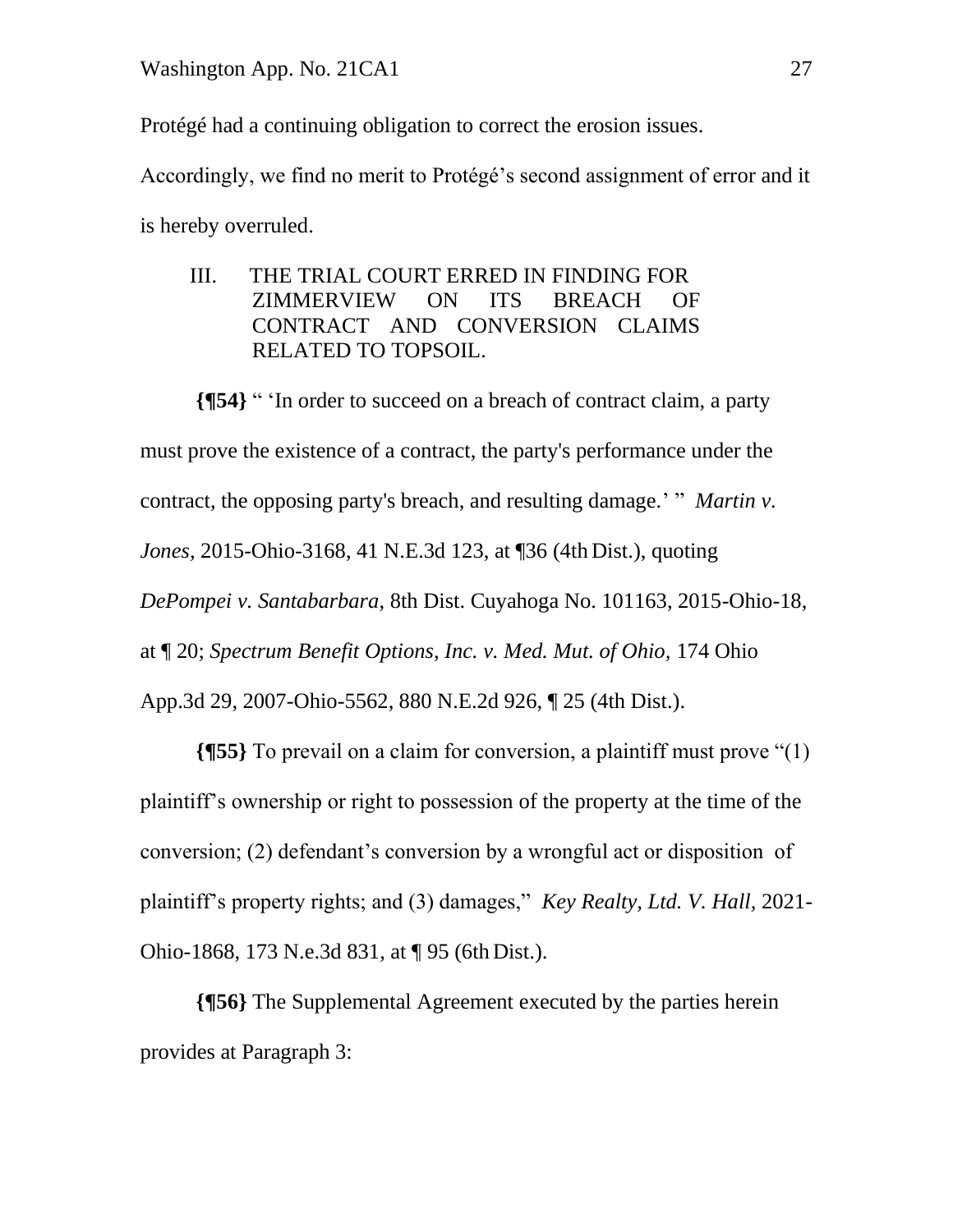Protégé had a continuing obligation to correct the erosion issues. Accordingly, we find no merit to Protégé's second assignment of error and it is hereby overruled.

III. THE TRIAL COURT ERRED IN FINDING FOR ZIMMERVIEW ON ITS BREACH OF CONTRACT AND CONVERSION CLAIMS RELATED TO TOPSOIL.

**{¶54}** " 'In order to succeed on a breach of contract claim, a party must prove the existence of a contract, the party's performance under the contract, the opposing party's breach, and resulting damage.' " *Martin v. Jones*, 2015-Ohio-3168, 41 N.E.3d 123, at ¶36 (4th Dist.), quoting *DePompei v. Santabarbara*, 8th Dist. Cuyahoga No. 101163, 2015-Ohio-18, at ¶ 20; *Spectrum Benefit Options, Inc. v. Med. Mut. of Ohio*, 174 Ohio App.3d 29, 2007-Ohio-5562, 880 N.E.2d 926, ¶ 25 (4th Dist.).

**{¶55}** To prevail on a claim for conversion, a plaintiff must prove "(1) plaintiff's ownership or right to possession of the property at the time of the conversion; (2) defendant's conversion by a wrongful act or disposition of plaintiff's property rights; and (3) damages," *Key Realty, Ltd. V. Hall,* 2021-Ohio-1868, 173 N.e.3d 831, at ¶ 95 (6th Dist.).

**{¶56}** The Supplemental Agreement executed by the parties herein provides at Paragraph 3: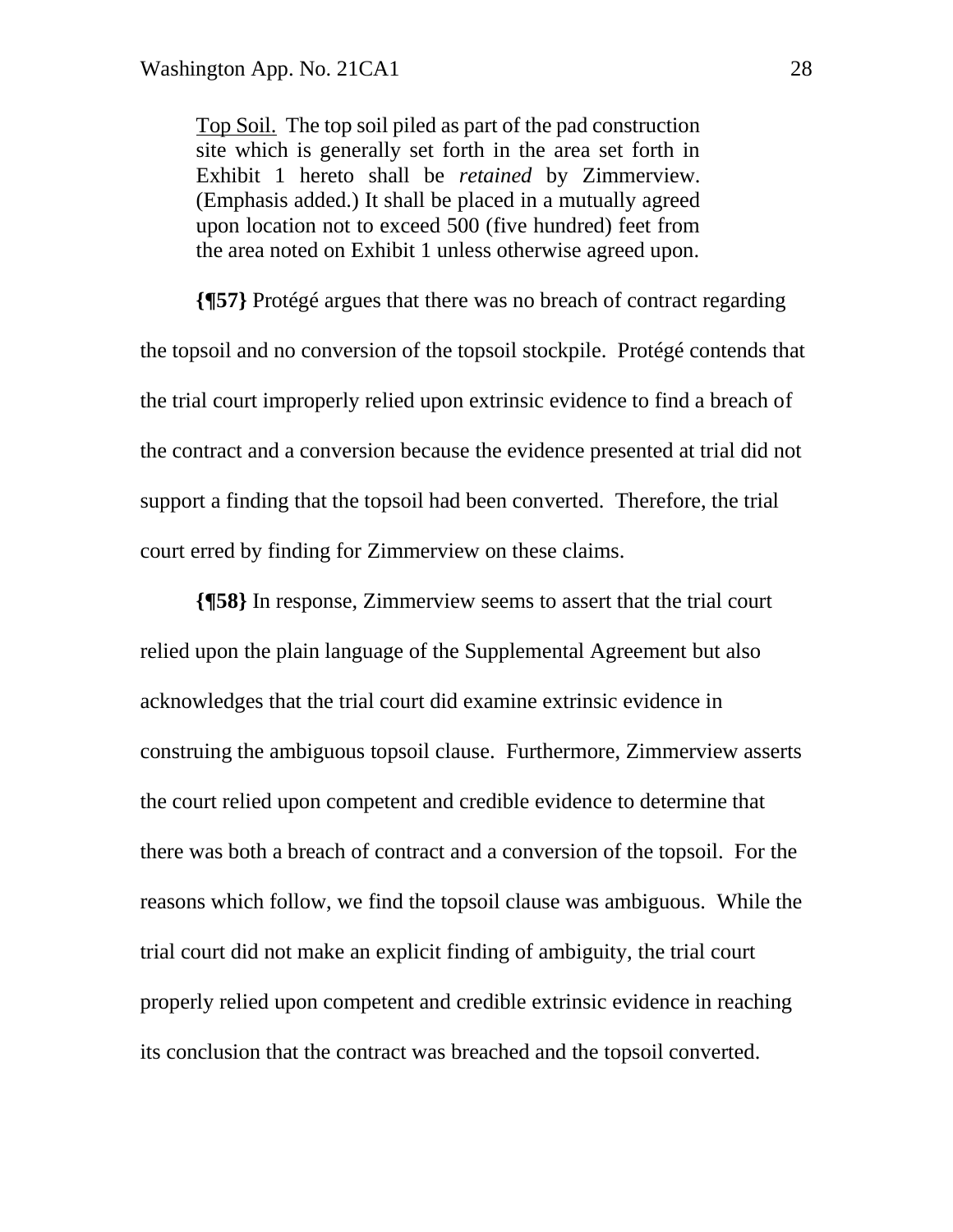> <u>Top Soil.</u> The top soil piled as part of the pad construction site which is generally set forth in the area set forth in Exhibit 1 hereto shall be *retained* by Zimmerview. (Emphasis added.) It shall be placed in a mutually agreed upon location not to exceed 500 (five hundred) feet from the area noted on Exhibit 1 unless otherwise agreed upon.

**{¶57}** Protégé argues that there was no breach of contract regarding the topsoil and no conversion of the topsoil stockpile. Protégé contends that the trial court improperly relied upon extrinsic evidence to find a breach of the contract and a conversion because the evidence presented at trial did not support a finding that the topsoil had been converted. Therefore, the trial court erred by finding for Zimmerview on these claims.

**{¶58}** In response, Zimmerview seems to assert that the trial court relied upon the plain language of the Supplemental Agreement but also acknowledges that the trial court did examine extrinsic evidence in construing the ambiguous topsoil clause. Furthermore, Zimmerview asserts the court relied upon competent and credible evidence to determine that there was both a breach of contract and a conversion of the topsoil. For the reasons which follow, we find the topsoil clause was ambiguous. While the trial court did not make an explicit finding of ambiguity, the trial court properly relied upon competent and credible extrinsic evidence in reaching its conclusion that the contract was breached and the topsoil converted.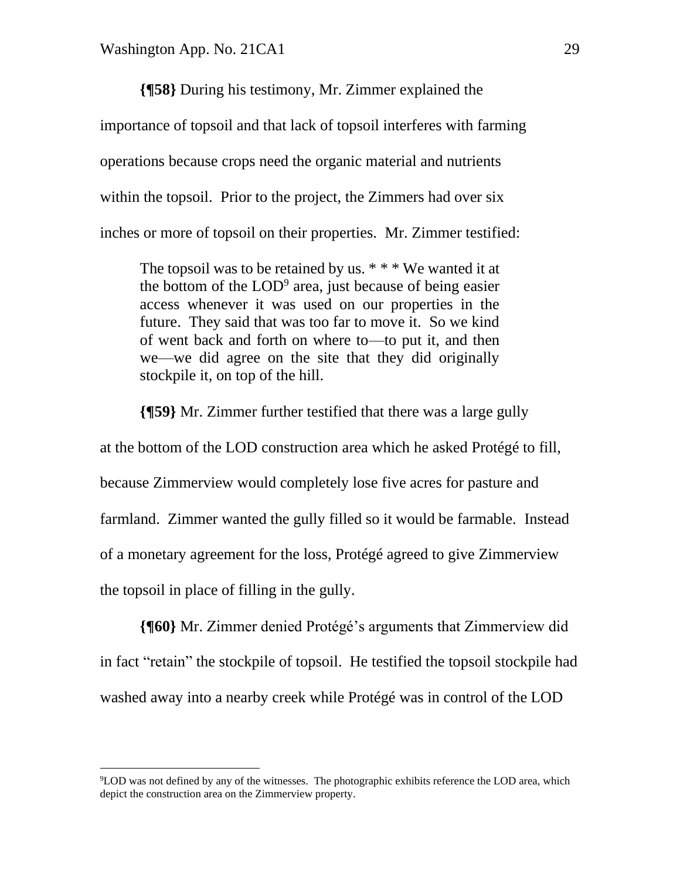**{¶58}** During his testimony, Mr. Zimmer explained the importance of topsoil and that lack of topsoil interferes with farming operations because crops need the organic material and nutrients within the topsoil. Prior to the project, the Zimmers had over six inches or more of topsoil on their properties. Mr. Zimmer testified:

> The topsoil was to be retained by us. * * * We wanted it at the bottom of the LOD[9] area, just because of being easier access whenever it was used on our properties in the future. They said that was too far to move it. So we kind of went back and forth on where to—to put it, and then we—we did agree on the site that they did originally stockpile it, on top of the hill.

**{¶59}** Mr. Zimmer further testified that there was a large gully at the bottom of the LOD construction area which he asked Protégé to fill, because Zimmerview would completely lose five acres for pasture and farmland. Zimmer wanted the gully filled so it would be farmable. Instead of a monetary agreement for the loss, Protégé agreed to give Zimmerview the topsoil in place of filling in the gully.

**{¶60}** Mr. Zimmer denied Protégé's arguments that Zimmerview did in fact "retain" the stockpile of topsoil. He testified the topsoil stockpile had washed away into a nearby creek while Protégé was in control of the LOD

---

[9]LOD was not defined by any of the witnesses. The photographic exhibits reference the LOD area, which depict the construction area on the Zimmerview property.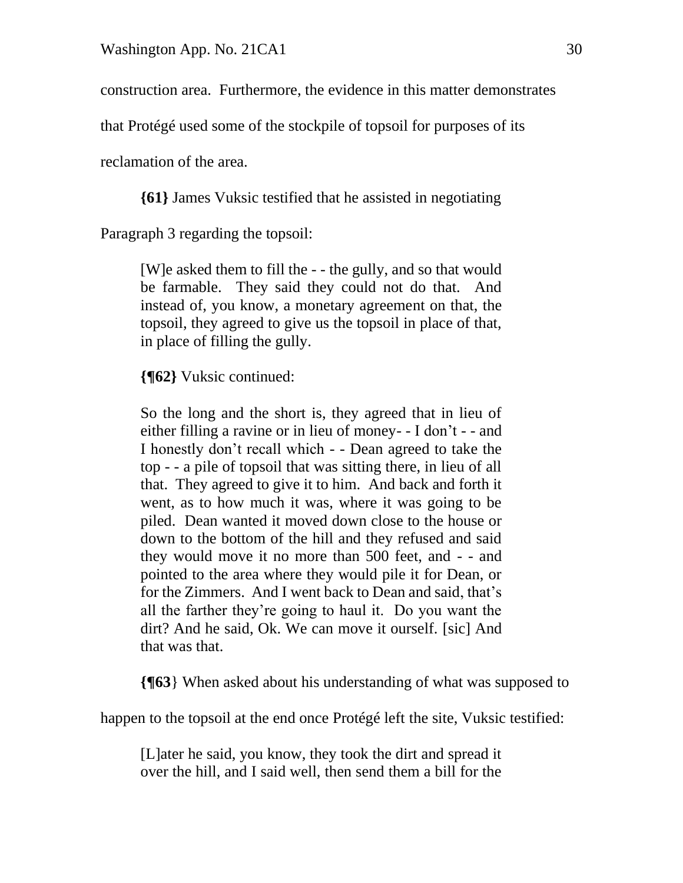construction area. Furthermore, the evidence in this matter demonstrates that Protégé used some of the stockpile of topsoil for purposes of its reclamation of the area.

**{61}** James Vuksic testified that he assisted in negotiating Paragraph 3 regarding the topsoil:

> [W]e asked them to fill the - - the gully, and so that would be farmable. They said they could not do that. And instead of, you know, a monetary agreement on that, the topsoil, they agreed to give us the topsoil in place of that, in place of filling the gully.

**{¶62}** Vuksic continued:

> So the long and the short is, they agreed that in lieu of either filling a ravine or in lieu of money- - I don't - - and I honestly don't recall which - - Dean agreed to take the top - - a pile of topsoil that was sitting there, in lieu of all that. They agreed to give it to him. And back and forth it went, as to how much it was, where it was going to be piled. Dean wanted it moved down close to the house or down to the bottom of the hill and they refused and said they would move it no more than 500 feet, and - - and pointed to the area where they would pile it for Dean, or for the Zimmers. And I went back to Dean and said, that's all the farther they're going to haul it. Do you want the dirt? And he said, Ok. We can move it ourself. [sic] And that was that.

**{¶63**} When asked about his understanding of what was supposed to happen to the topsoil at the end once Protégé left the site, Vuksic testified:

> [L]ater he said, you know, they took the dirt and spread it over the hill, and I said well, then send them a bill for the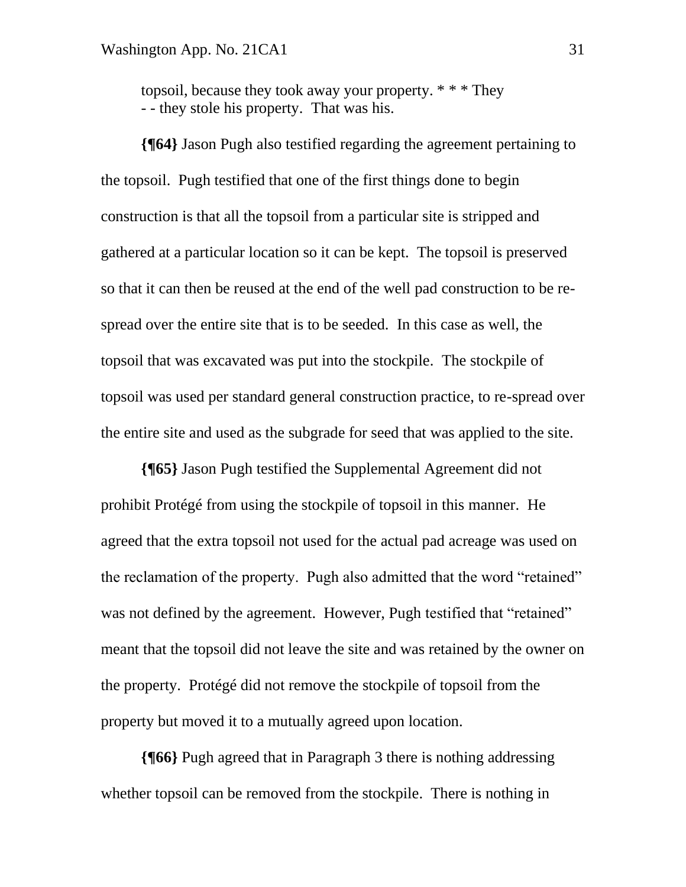> topsoil, because they took away your property. * * * They
> - - they stole his property. That was his.

**{¶64}** Jason Pugh also testified regarding the agreement pertaining to the topsoil. Pugh testified that one of the first things done to begin construction is that all the topsoil from a particular site is stripped and gathered at a particular location so it can be kept. The topsoil is preserved so that it can then be reused at the end of the well pad construction to be re-spread over the entire site that is to be seeded. In this case as well, the topsoil that was excavated was put into the stockpile. The stockpile of topsoil was used per standard general construction practice, to re-spread over the entire site and used as the subgrade for seed that was applied to the site.

**{¶65}** Jason Pugh testified the Supplemental Agreement did not prohibit Protégé from using the stockpile of topsoil in this manner. He agreed that the extra topsoil not used for the actual pad acreage was used on the reclamation of the property. Pugh also admitted that the word "retained" was not defined by the agreement. However, Pugh testified that "retained" meant that the topsoil did not leave the site and was retained by the owner on the property. Protégé did not remove the stockpile of topsoil from the property but moved it to a mutually agreed upon location.

**{¶66}** Pugh agreed that in Paragraph 3 there is nothing addressing whether topsoil can be removed from the stockpile. There is nothing in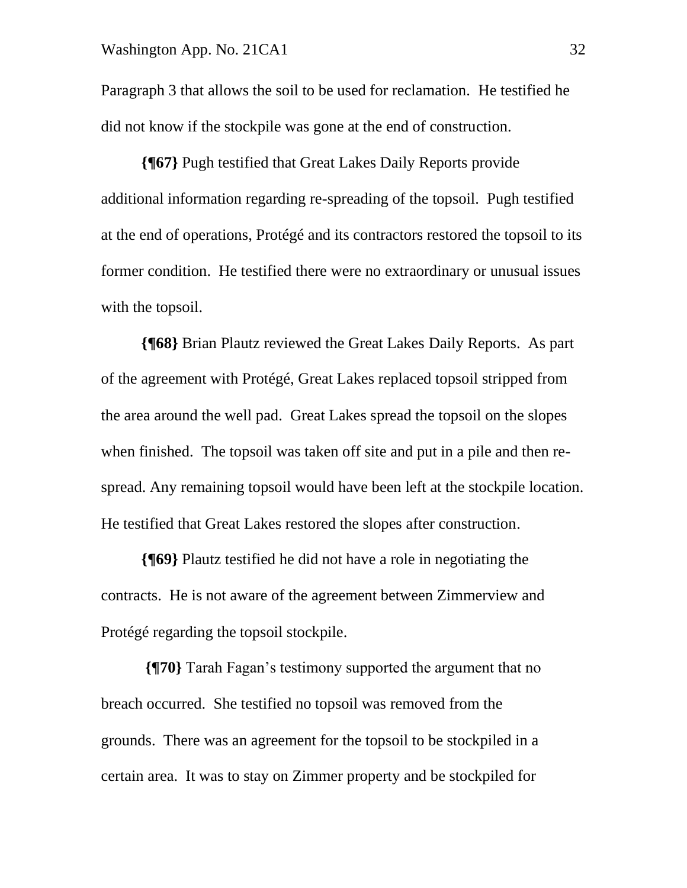Paragraph 3 that allows the soil to be used for reclamation. He testified he did not know if the stockpile was gone at the end of construction.

**{¶67}** Pugh testified that Great Lakes Daily Reports provide additional information regarding re-spreading of the topsoil. Pugh testified at the end of operations, Protégé and its contractors restored the topsoil to its former condition. He testified there were no extraordinary or unusual issues with the topsoil.

**{¶68}** Brian Plautz reviewed the Great Lakes Daily Reports. As part of the agreement with Protégé, Great Lakes replaced topsoil stripped from the area around the well pad. Great Lakes spread the topsoil on the slopes when finished. The topsoil was taken off site and put in a pile and then re-spread. Any remaining topsoil would have been left at the stockpile location. He testified that Great Lakes restored the slopes after construction.

**{¶69}** Plautz testified he did not have a role in negotiating the contracts. He is not aware of the agreement between Zimmerview and Protégé regarding the topsoil stockpile.

**{¶70}** Tarah Fagan's testimony supported the argument that no breach occurred. She testified no topsoil was removed from the grounds. There was an agreement for the topsoil to be stockpiled in a certain area. It was to stay on Zimmer property and be stockpiled for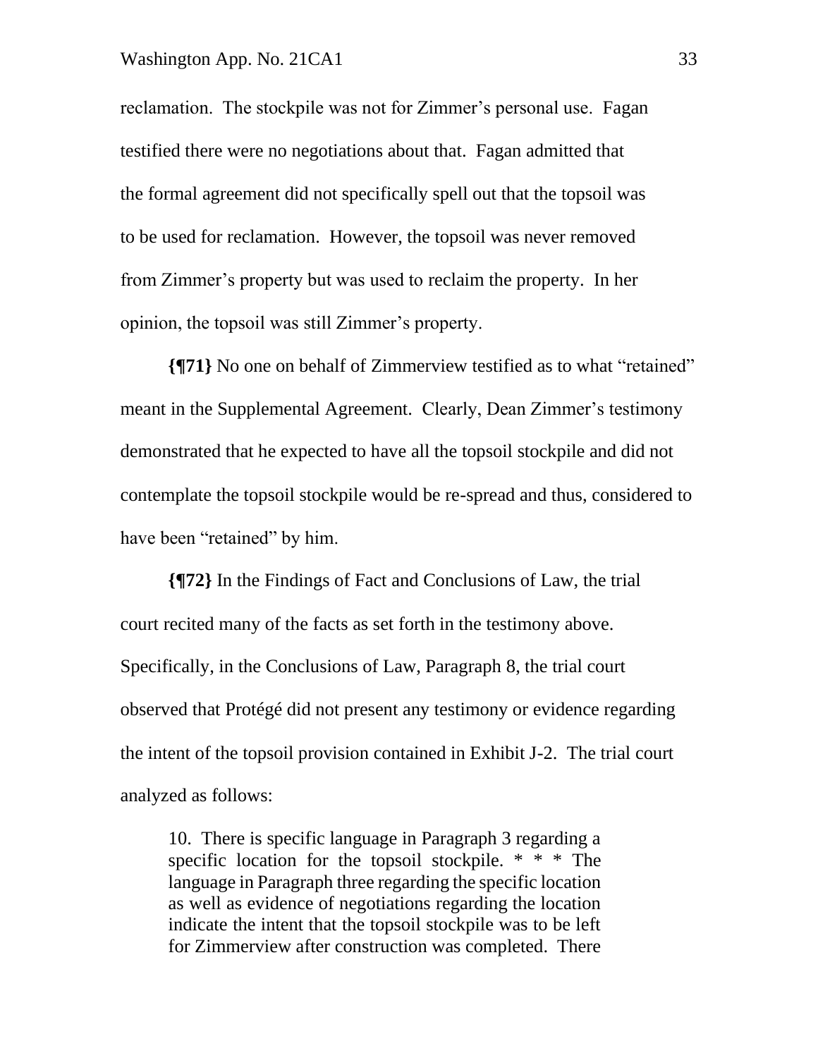reclamation. The stockpile was not for Zimmer's personal use. Fagan testified there were no negotiations about that. Fagan admitted that the formal agreement did not specifically spell out that the topsoil was to be used for reclamation. However, the topsoil was never removed from Zimmer's property but was used to reclaim the property. In her opinion, the topsoil was still Zimmer's property.

**{¶71}** No one on behalf of Zimmerview testified as to what "retained" meant in the Supplemental Agreement. Clearly, Dean Zimmer's testimony demonstrated that he expected to have all the topsoil stockpile and did not contemplate the topsoil stockpile would be re-spread and thus, considered to have been "retained" by him.

**{¶72}** In the Findings of Fact and Conclusions of Law, the trial court recited many of the facts as set forth in the testimony above. Specifically, in the Conclusions of Law, Paragraph 8, the trial court observed that Protégé did not present any testimony or evidence regarding the intent of the topsoil provision contained in Exhibit J-2. The trial court analyzed as follows:

> 10. There is specific language in Paragraph 3 regarding a specific location for the topsoil stockpile. * * * The language in Paragraph three regarding the specific location as well as evidence of negotiations regarding the location indicate the intent that the topsoil stockpile was to be left for Zimmerview after construction was completed. There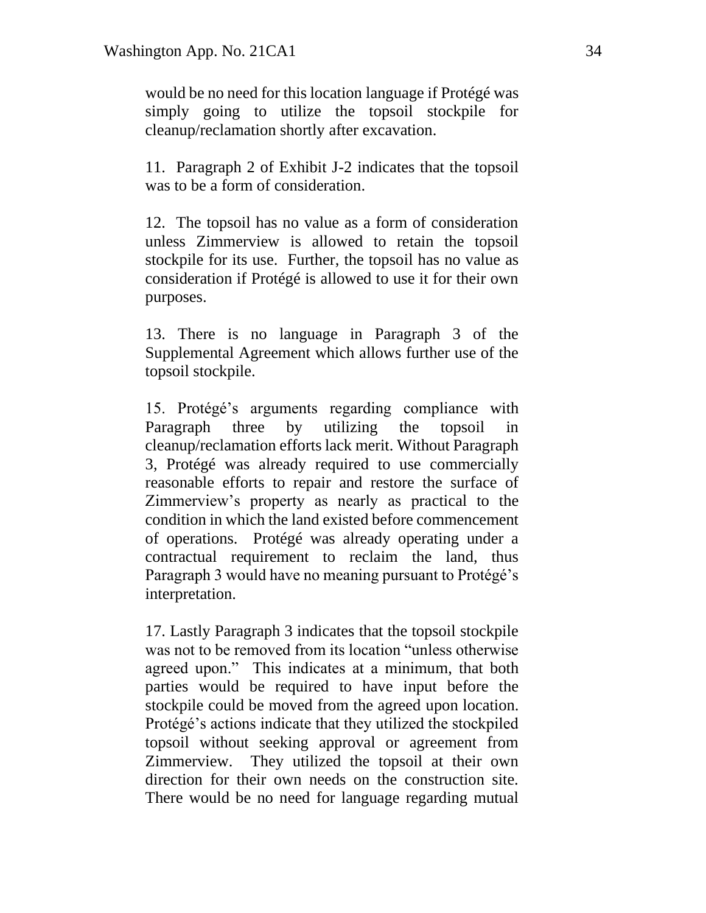would be no need for this location language if Protégé was simply going to utilize the topsoil stockpile for cleanup/reclamation shortly after excavation.

11. Paragraph 2 of Exhibit J-2 indicates that the topsoil was to be a form of consideration.

12. The topsoil has no value as a form of consideration unless Zimmerview is allowed to retain the topsoil stockpile for its use. Further, the topsoil has no value as consideration if Protégé is allowed to use it for their own purposes.

13. There is no language in Paragraph 3 of the Supplemental Agreement which allows further use of the topsoil stockpile.

15. Protégé's arguments regarding compliance with Paragraph three by utilizing the topsoil in cleanup/reclamation efforts lack merit. Without Paragraph 3, Protégé was already required to use commercially reasonable efforts to repair and restore the surface of Zimmerview's property as nearly as practical to the condition in which the land existed before commencement of operations. Protégé was already operating under a contractual requirement to reclaim the land, thus Paragraph 3 would have no meaning pursuant to Protégé's interpretation.

17. Lastly Paragraph 3 indicates that the topsoil stockpile was not to be removed from its location "unless otherwise agreed upon." This indicates at a minimum, that both parties would be required to have input before the stockpile could be moved from the agreed upon location. Protégé's actions indicate that they utilized the stockpiled topsoil without seeking approval or agreement from Zimmerview. They utilized the topsoil at their own direction for their own needs on the construction site. There would be no need for language regarding mutual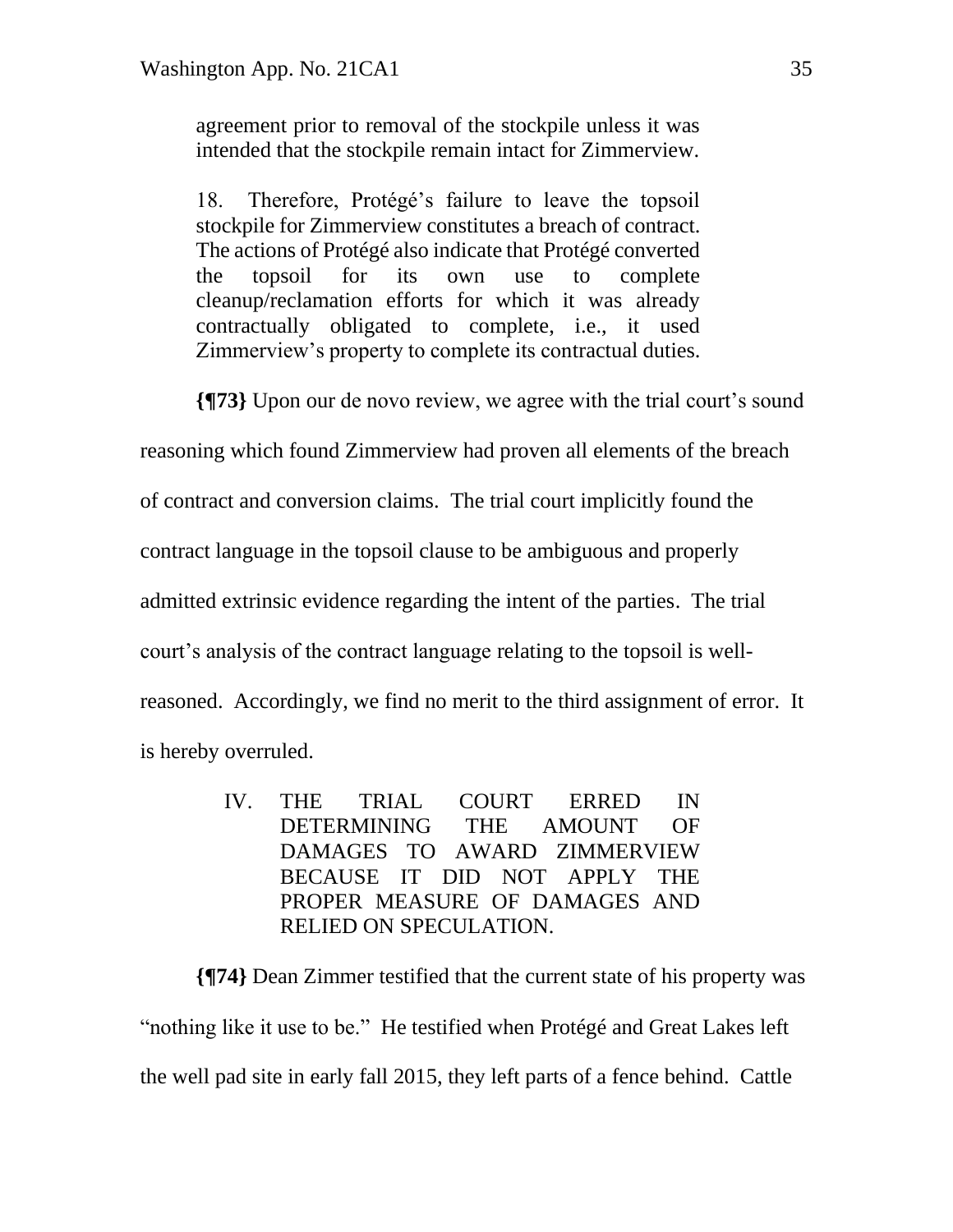agreement prior to removal of the stockpile unless it was intended that the stockpile remain intact for Zimmerview.

18. Therefore, Protégé's failure to leave the topsoil stockpile for Zimmerview constitutes a breach of contract. The actions of Protégé also indicate that Protégé converted the topsoil for its own use to complete cleanup/reclamation efforts for which it was already contractually obligated to complete, i.e., it used Zimmerview's property to complete its contractual duties.

**{¶73}** Upon our de novo review, we agree with the trial court's sound reasoning which found Zimmerview had proven all elements of the breach of contract and conversion claims. The trial court implicitly found the contract language in the topsoil clause to be ambiguous and properly admitted extrinsic evidence regarding the intent of the parties. The trial court's analysis of the contract language relating to the topsoil is well-reasoned. Accordingly, we find no merit to the third assignment of error. It is hereby overruled.

IV. THE TRIAL COURT ERRED IN DETERMINING THE AMOUNT OF DAMAGES TO AWARD ZIMMERVIEW BECAUSE IT DID NOT APPLY THE PROPER MEASURE OF DAMAGES AND RELIED ON SPECULATION.

**{¶74}** Dean Zimmer testified that the current state of his property was "nothing like it use to be." He testified when Protégé and Great Lakes left the well pad site in early fall 2015, they left parts of a fence behind. Cattle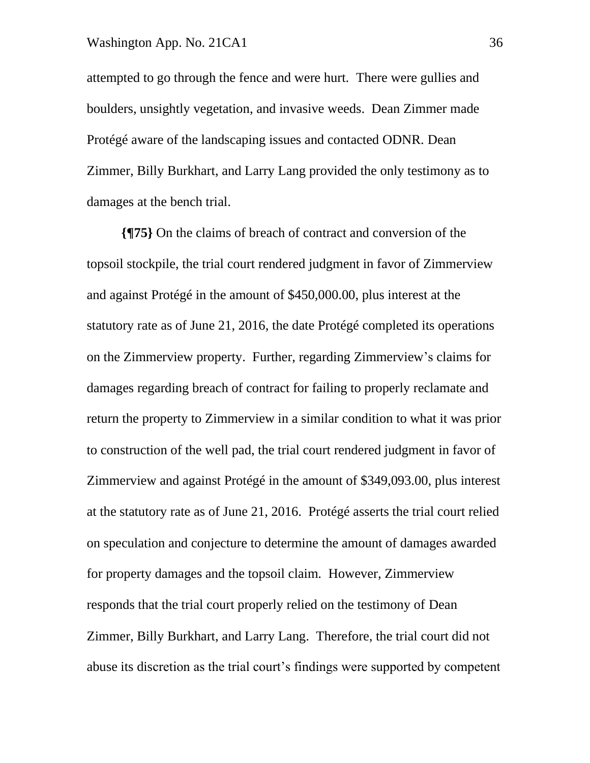attempted to go through the fence and were hurt. There were gullies and boulders, unsightly vegetation, and invasive weeds. Dean Zimmer made Protégé aware of the landscaping issues and contacted ODNR. Dean Zimmer, Billy Burkhart, and Larry Lang provided the only testimony as to damages at the bench trial.

**{¶75}** On the claims of breach of contract and conversion of the topsoil stockpile, the trial court rendered judgment in favor of Zimmerview and against Protégé in the amount of $450,000.00, plus interest at the statutory rate as of June 21, 2016, the date Protégé completed its operations on the Zimmerview property. Further, regarding Zimmerview's claims for damages regarding breach of contract for failing to properly reclamate and return the property to Zimmerview in a similar condition to what it was prior to construction of the well pad, the trial court rendered judgment in favor of Zimmerview and against Protégé in the amount of $349,093.00, plus interest at the statutory rate as of June 21, 2016. Protégé asserts the trial court relied on speculation and conjecture to determine the amount of damages awarded for property damages and the topsoil claim. However, Zimmerview responds that the trial court properly relied on the testimony of Dean Zimmer, Billy Burkhart, and Larry Lang. Therefore, the trial court did not abuse its discretion as the trial court's findings were supported by competent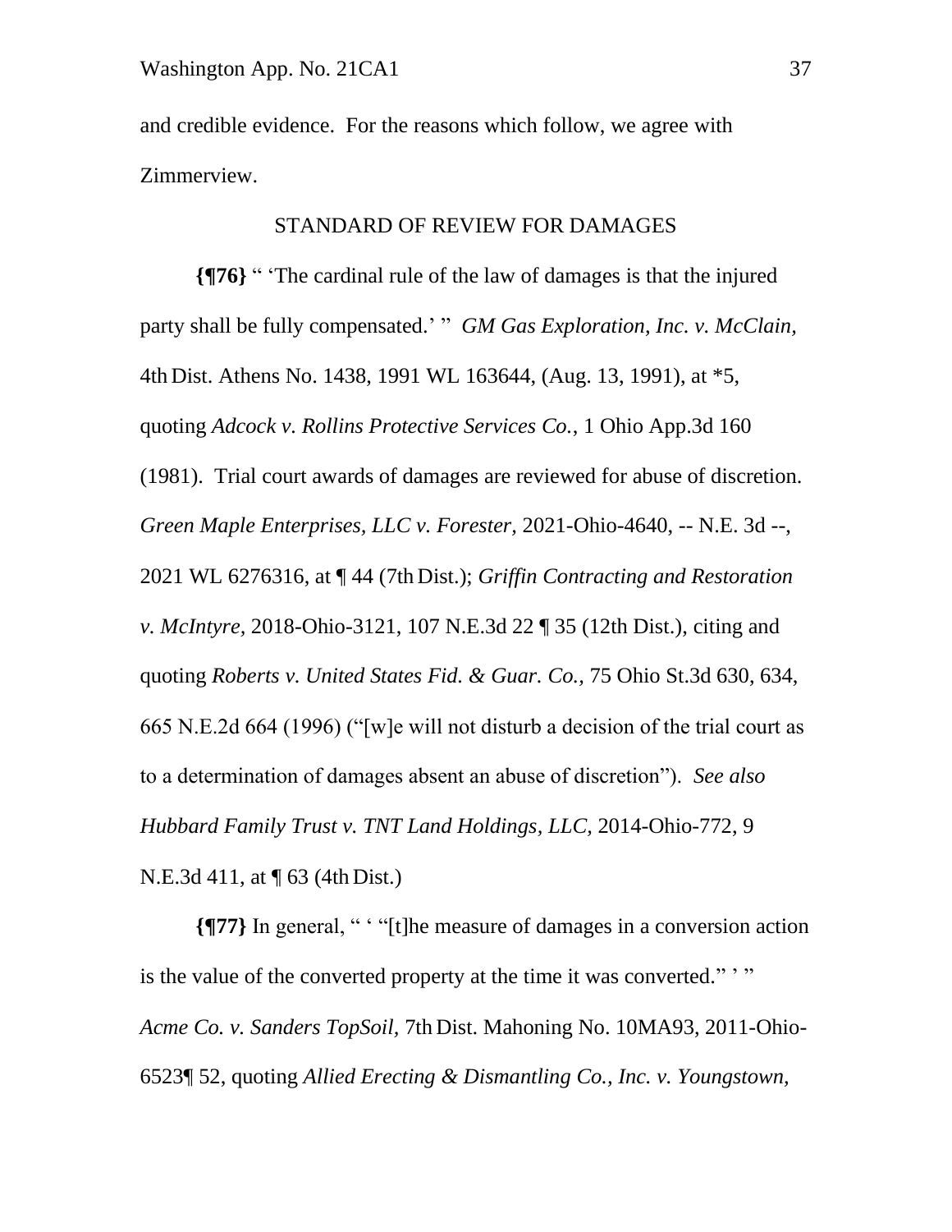and credible evidence. For the reasons which follow, we agree with Zimmerview.

STANDARD OF REVIEW FOR DAMAGES

**{¶76}** " 'The cardinal rule of the law of damages is that the injured party shall be fully compensated.' " *GM Gas Exploration, Inc. v. McClain*, 4th Dist. Athens No. 1438, 1991 WL 163644, (Aug. 13, 1991), at *5, quoting *Adcock v. Rollins Protective Services Co.*, 1 Ohio App.3d 160 (1981). Trial court awards of damages are reviewed for abuse of discretion. *Green Maple Enterprises, LLC v. Forester,* 2021-Ohio-4640, -- N.E. 3d --, 2021 WL 6276316, at ¶ 44 (7th Dist.); *Griffin Contracting and Restoration v. McIntyre*, 2018-Ohio-3121, 107 N.E.3d 22 ¶ 35 (12th Dist.), citing and quoting *Roberts v. United States Fid. & Guar. Co.,* 75 Ohio St.3d 630, 634, 665 N.E.2d 664 (1996) ("[w]e will not disturb a decision of the trial court as to a determination of damages absent an abuse of discretion"). *See also Hubbard Family Trust v. TNT Land Holdings, LLC,* 2014-Ohio-772, 9 N.E.3d 411, at ¶ 63 (4th Dist.)

**{¶77}** In general, " ' "[t]he measure of damages in a conversion action is the value of the converted property at the time it was converted." ' " *Acme Co. v. Sanders TopSoil,* 7th Dist. Mahoning No. 10MA93, 2011-Ohio-6523¶ 52, quoting *Allied Erecting & Dismantling Co., Inc. v. Youngstown,*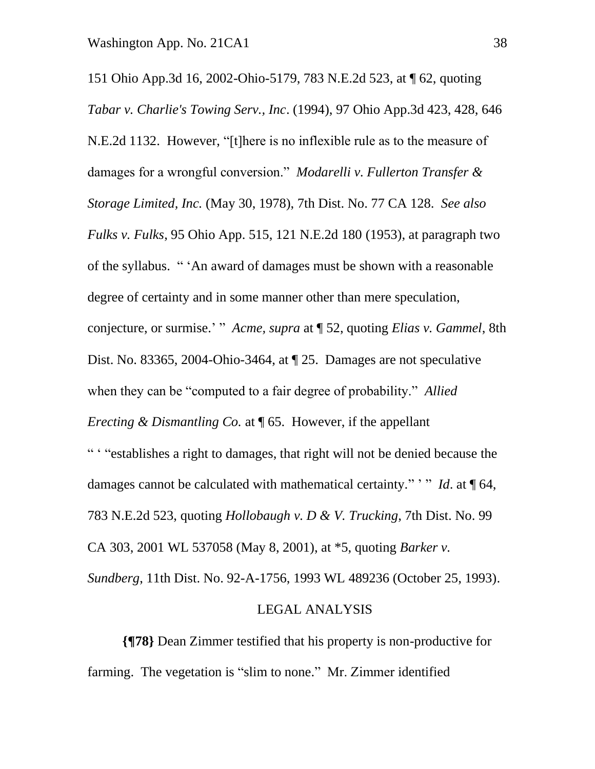151 Ohio App.3d 16, 2002-Ohio-5179, 783 N.E.2d 523, at ¶ 62, quoting *Tabar v. Charlie's Towing Serv., Inc*. (1994), 97 Ohio App.3d 423, 428, 646 N.E.2d 1132. However, "[t]here is no inflexible rule as to the measure of damages for a wrongful conversion." *Modarelli v. Fullerton Transfer & Storage Limited, Inc.* (May 30, 1978), 7th Dist. No. 77 CA 128. *See also Fulks v. Fulks*, 95 Ohio App. 515, 121 N.E.2d 180 (1953), at paragraph two of the syllabus. " 'An award of damages must be shown with a reasonable degree of certainty and in some manner other than mere speculation, conjecture, or surmise.' " *Acme, supra* at ¶ 52, quoting *Elias v. Gammel*, 8th Dist. No. 83365, 2004-Ohio-3464, at ¶ 25. Damages are not speculative when they can be "computed to a fair degree of probability." *Allied Erecting & Dismantling Co.* at ¶ 65. However, if the appellant " ' "establishes a right to damages, that right will not be denied because the damages cannot be calculated with mathematical certainty." ' " *Id*. at ¶ 64, 783 N.E.2d 523, quoting *Hollobaugh v. D & V. Trucking*, 7th Dist. No. 99 CA 303, 2001 WL 537058 (May 8, 2001), at *5, quoting *Barker v. Sundberg*, 11th Dist. No. 92-A-1756, 1993 WL 489236 (October 25, 1993).

LEGAL ANALYSIS

**{¶78}** Dean Zimmer testified that his property is non-productive for farming. The vegetation is "slim to none." Mr. Zimmer identified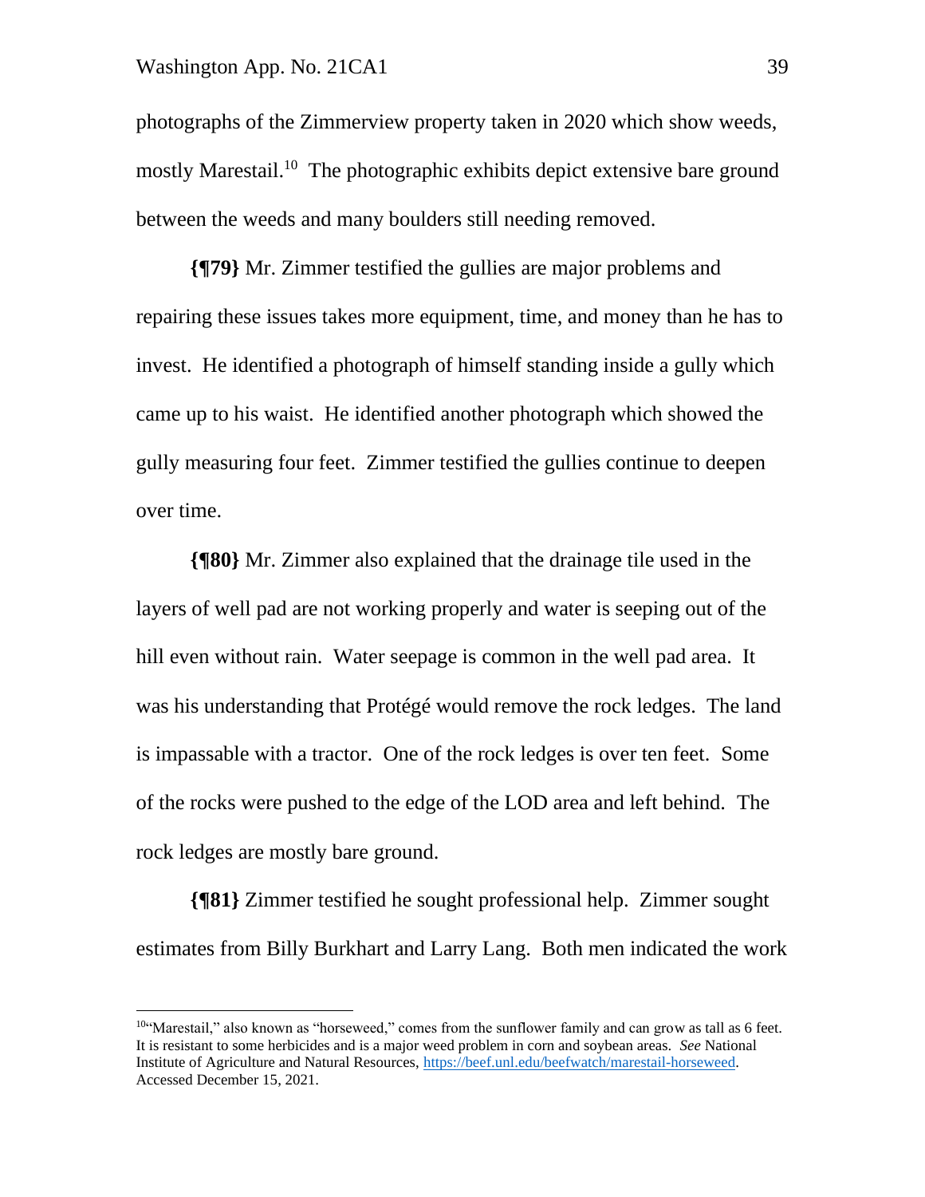photographs of the Zimmerview property taken in 2020 which show weeds, mostly Marestail.[10] The photographic exhibits depict extensive bare ground between the weeds and many boulders still needing removed.

**{¶79}** Mr. Zimmer testified the gullies are major problems and repairing these issues takes more equipment, time, and money than he has to invest. He identified a photograph of himself standing inside a gully which came up to his waist. He identified another photograph which showed the gully measuring four feet. Zimmer testified the gullies continue to deepen over time.

**{¶80}** Mr. Zimmer also explained that the drainage tile used in the layers of well pad are not working properly and water is seeping out of the hill even without rain. Water seepage is common in the well pad area. It was his understanding that Protégé would remove the rock ledges. The land is impassable with a tractor. One of the rock ledges is over ten feet. Some of the rocks were pushed to the edge of the LOD area and left behind. The rock ledges are mostly bare ground.

**{¶81}** Zimmer testified he sought professional help. Zimmer sought estimates from Billy Burkhart and Larry Lang. Both men indicated the work

---

[10] "Marestail," also known as "horseweed," comes from the sunflower family and can grow as tall as 6 feet. It is resistant to some herbicides and is a major weed problem in corn and soybean areas. *See* National Institute of Agriculture and Natural Resources, https://beef.unl.edu/beefwatch/marestail-horseweed. Accessed December 15, 2021.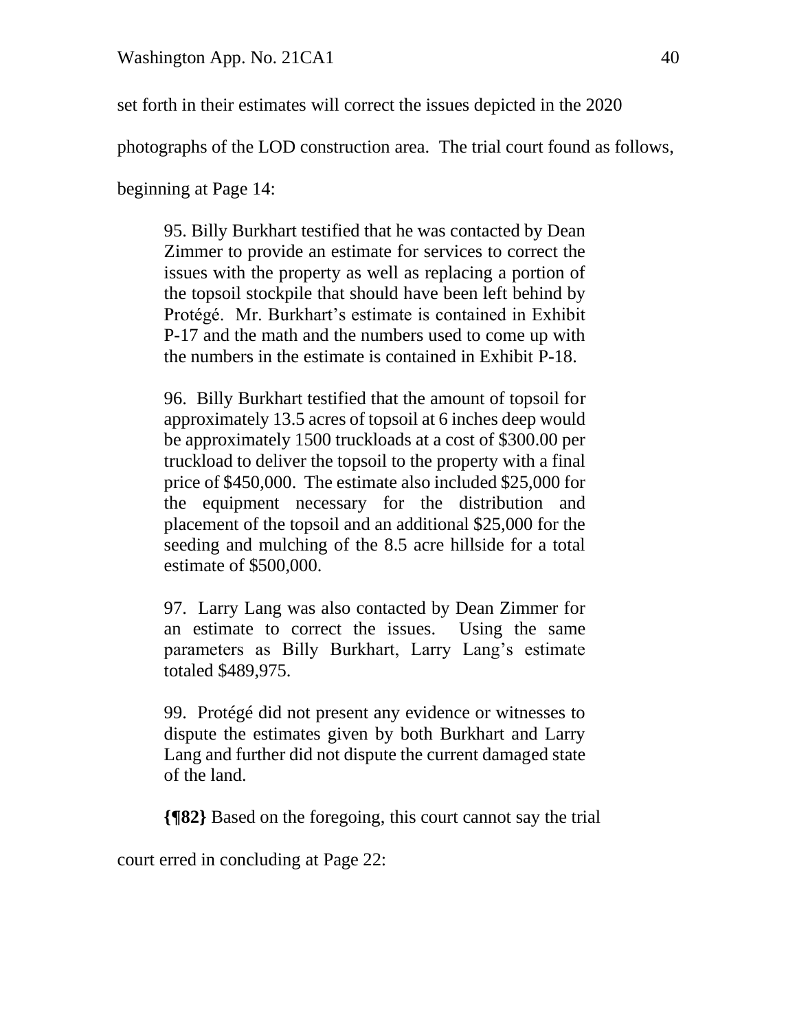set forth in their estimates will correct the issues depicted in the 2020 photographs of the LOD construction area. The trial court found as follows, beginning at Page 14:

> 95. Billy Burkhart testified that he was contacted by Dean Zimmer to provide an estimate for services to correct the issues with the property as well as replacing a portion of the topsoil stockpile that should have been left behind by Protégé. Mr. Burkhart's estimate is contained in Exhibit P-17 and the math and the numbers used to come up with the numbers in the estimate is contained in Exhibit P-18.
>
> 96. Billy Burkhart testified that the amount of topsoil for approximately 13.5 acres of topsoil at 6 inches deep would be approximately 1500 truckloads at a cost of $300.00 per truckload to deliver the topsoil to the property with a final price of $450,000. The estimate also included $25,000 for the equipment necessary for the distribution and placement of the topsoil and an additional $25,000 for the seeding and mulching of the 8.5 acre hillside for a total estimate of $500,000.
>
> 97. Larry Lang was also contacted by Dean Zimmer for an estimate to correct the issues. Using the same parameters as Billy Burkhart, Larry Lang's estimate totaled $489,975.
>
> 99. Protégé did not present any evidence or witnesses to dispute the estimates given by both Burkhart and Larry Lang and further did not dispute the current damaged state of the land.

**{¶82}** Based on the foregoing, this court cannot say the trial court erred in concluding at Page 22: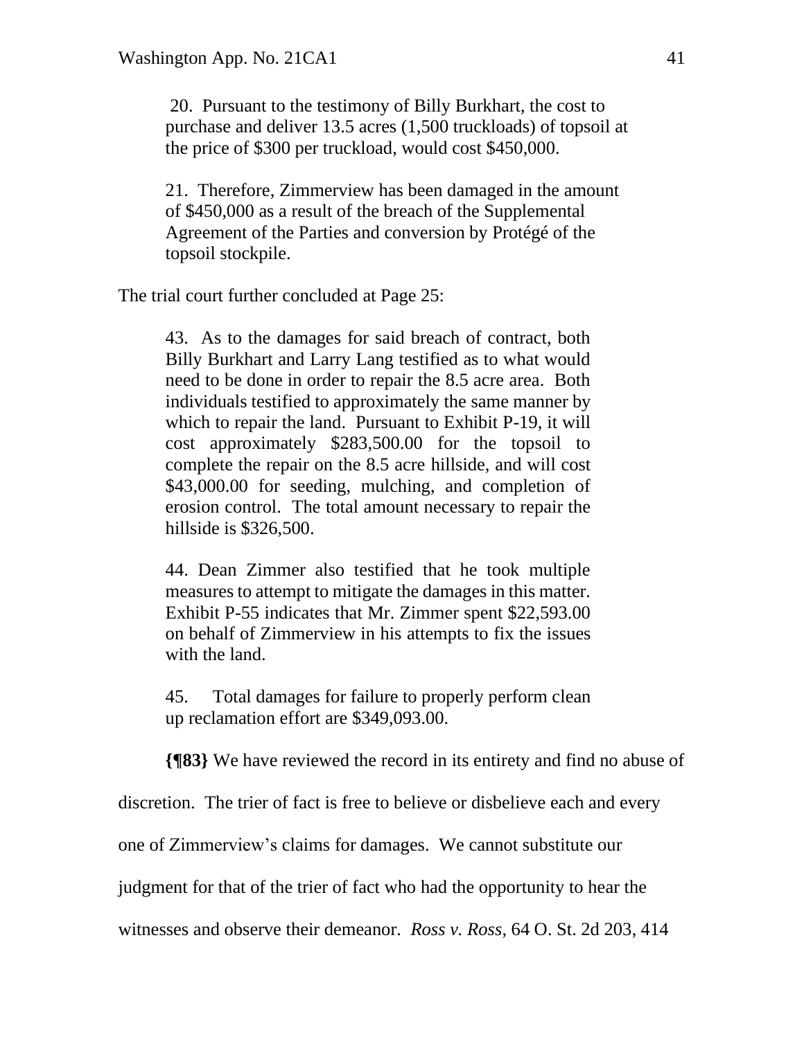> 20. Pursuant to the testimony of Billy Burkhart, the cost to purchase and deliver 13.5 acres (1,500 truckloads) of topsoil at the price of $300 per truckload, would cost $450,000.
>
> 21. Therefore, Zimmerview has been damaged in the amount of $450,000 as a result of the breach of the Supplemental Agreement of the Parties and conversion by Protégé of the topsoil stockpile.

The trial court further concluded at Page 25:

> 43. As to the damages for said breach of contract, both Billy Burkhart and Larry Lang testified as to what would need to be done in order to repair the 8.5 acre area. Both individuals testified to approximately the same manner by which to repair the land. Pursuant to Exhibit P-19, it will cost approximately $283,500.00 for the topsoil to complete the repair on the 8.5 acre hillside, and will cost $43,000.00 for seeding, mulching, and completion of erosion control. The total amount necessary to repair the hillside is $326,500.
>
> 44. Dean Zimmer also testified that he took multiple measures to attempt to mitigate the damages in this matter. Exhibit P-55 indicates that Mr. Zimmer spent $22,593.00 on behalf of Zimmerview in his attempts to fix the issues with the land.
>
> 45. Total damages for failure to properly perform clean up reclamation effort are $349,093.00.

**{¶83}** We have reviewed the record in its entirety and find no abuse of discretion. The trier of fact is free to believe or disbelieve each and every one of Zimmerview's claims for damages. We cannot substitute our judgment for that of the trier of fact who had the opportunity to hear the witnesses and observe their demeanor. *Ross v. Ross*, 64 O. St. 2d 203, 414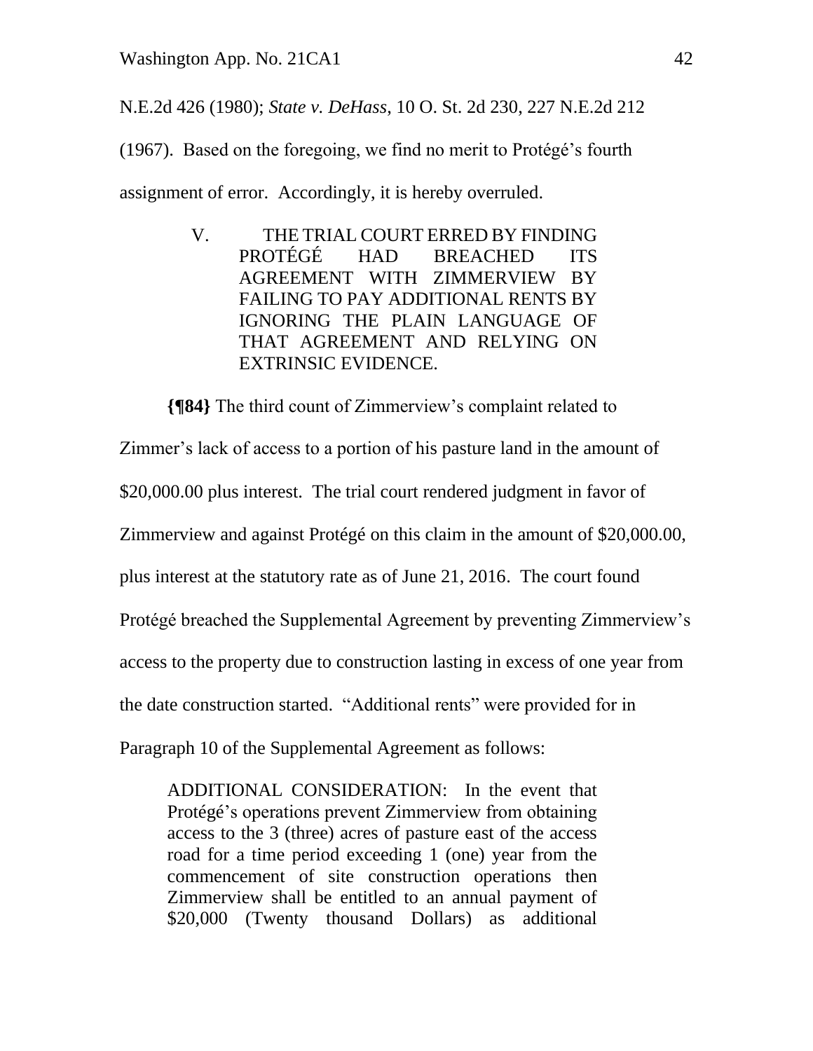N.E.2d 426 (1980); *State v. DeHass*, 10 O. St. 2d 230, 227 N.E.2d 212 (1967). Based on the foregoing, we find no merit to Protégé's fourth assignment of error. Accordingly, it is hereby overruled.

> V. THE TRIAL COURT ERRED BY FINDING PROTÉGÉ HAD BREACHED ITS AGREEMENT WITH ZIMMERVIEW BY FAILING TO PAY ADDITIONAL RENTS BY IGNORING THE PLAIN LANGUAGE OF THAT AGREEMENT AND RELYING ON EXTRINSIC EVIDENCE.

**{¶84}** The third count of Zimmerview's complaint related to Zimmer's lack of access to a portion of his pasture land in the amount of $20,000.00 plus interest. The trial court rendered judgment in favor of Zimmerview and against Protégé on this claim in the amount of $20,000.00, plus interest at the statutory rate as of June 21, 2016. The court found Protégé breached the Supplemental Agreement by preventing Zimmerview's access to the property due to construction lasting in excess of one year from the date construction started. "Additional rents" were provided for in Paragraph 10 of the Supplemental Agreement as follows:

> ADDITIONAL CONSIDERATION: In the event that Protégé's operations prevent Zimmerview from obtaining access to the 3 (three) acres of pasture east of the access road for a time period exceeding 1 (one) year from the commencement of site construction operations then Zimmerview shall be entitled to an annual payment of $20,000 (Twenty thousand Dollars) as additional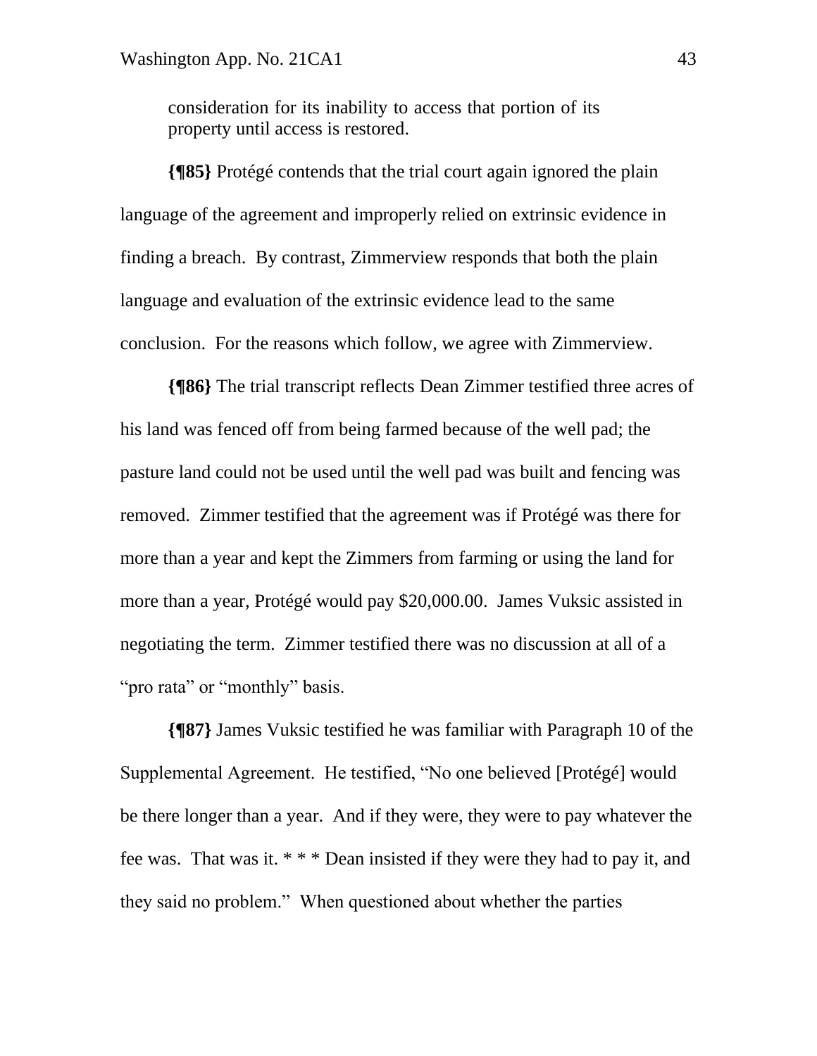consideration for its inability to access that portion of its property until access is restored.

**{¶85}** Protégé contends that the trial court again ignored the plain language of the agreement and improperly relied on extrinsic evidence in finding a breach. By contrast, Zimmerview responds that both the plain language and evaluation of the extrinsic evidence lead to the same conclusion. For the reasons which follow, we agree with Zimmerview.

**{¶86}** The trial transcript reflects Dean Zimmer testified three acres of his land was fenced off from being farmed because of the well pad; the pasture land could not be used until the well pad was built and fencing was removed. Zimmer testified that the agreement was if Protégé was there for more than a year and kept the Zimmers from farming or using the land for more than a year, Protégé would pay $20,000.00. James Vuksic assisted in negotiating the term. Zimmer testified there was no discussion at all of a "pro rata" or "monthly" basis.

**{¶87}** James Vuksic testified he was familiar with Paragraph 10 of the Supplemental Agreement. He testified, "No one believed [Protégé] would be there longer than a year. And if they were, they were to pay whatever the fee was. That was it. * * * Dean insisted if they were they had to pay it, and they said no problem." When questioned about whether the parties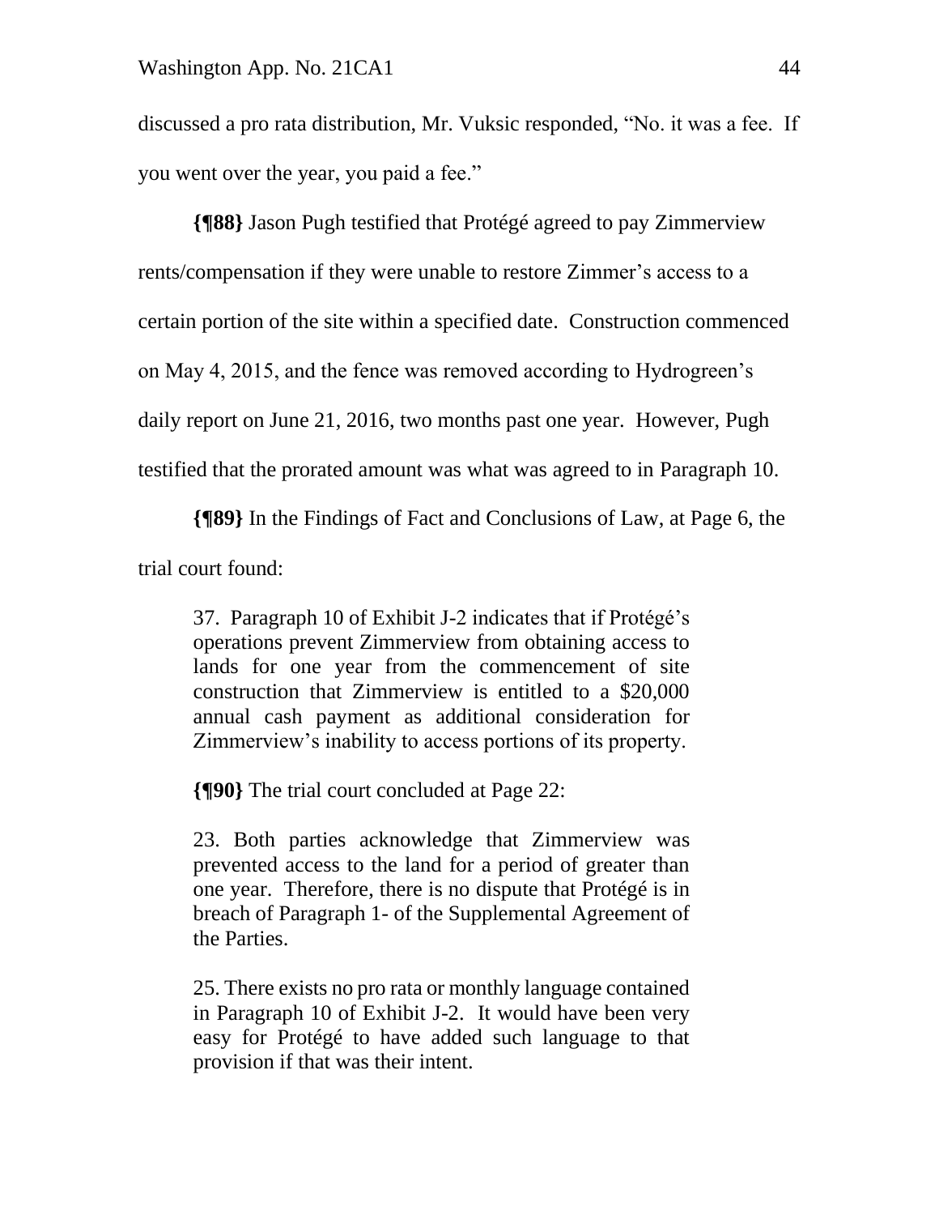discussed a pro rata distribution, Mr. Vuksic responded, "No. it was a fee. If you went over the year, you paid a fee."

**{¶88}** Jason Pugh testified that Protégé agreed to pay Zimmerview rents/compensation if they were unable to restore Zimmer's access to a certain portion of the site within a specified date. Construction commenced on May 4, 2015, and the fence was removed according to Hydrogreen's daily report on June 21, 2016, two months past one year. However, Pugh testified that the prorated amount was what was agreed to in Paragraph 10.

**{¶89}** In the Findings of Fact and Conclusions of Law, at Page 6, the trial court found:

> 37. Paragraph 10 of Exhibit J-2 indicates that if Protégé's operations prevent Zimmerview from obtaining access to lands for one year from the commencement of site construction that Zimmerview is entitled to a $20,000 annual cash payment as additional consideration for Zimmerview's inability to access portions of its property.

**{¶90}** The trial court concluded at Page 22:

> 23. Both parties acknowledge that Zimmerview was prevented access to the land for a period of greater than one year. Therefore, there is no dispute that Protégé is in breach of Paragraph 1- of the Supplemental Agreement of the Parties.
>
> 25. There exists no pro rata or monthly language contained in Paragraph 10 of Exhibit J-2. It would have been very easy for Protégé to have added such language to that provision if that was their intent.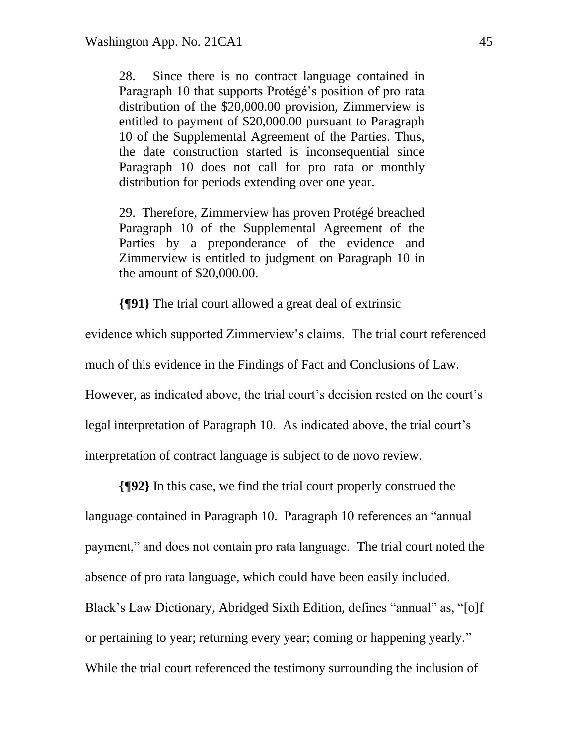> 28. Since there is no contract language contained in Paragraph 10 that supports Protégé's position of pro rata distribution of the $20,000.00 provision, Zimmerview is entitled to payment of $20,000.00 pursuant to Paragraph 10 of the Supplemental Agreement of the Parties. Thus, the date construction started is inconsequential since Paragraph 10 does not call for pro rata or monthly distribution for periods extending over one year.
>
> 29. Therefore, Zimmerview has proven Protégé breached Paragraph 10 of the Supplemental Agreement of the Parties by a preponderance of the evidence and Zimmerview is entitled to judgment on Paragraph 10 in the amount of $20,000.00.

**{¶91}** The trial court allowed a great deal of extrinsic evidence which supported Zimmerview's claims. The trial court referenced much of this evidence in the Findings of Fact and Conclusions of Law. However, as indicated above, the trial court's decision rested on the court's legal interpretation of Paragraph 10. As indicated above, the trial court's interpretation of contract language is subject to de novo review.

**{¶92}** In this case, we find the trial court properly construed the language contained in Paragraph 10. Paragraph 10 references an "annual payment," and does not contain pro rata language. The trial court noted the absence of pro rata language, which could have been easily included. Black's Law Dictionary, Abridged Sixth Edition, defines "annual" as, "[o]f or pertaining to year; returning every year; coming or happening yearly." While the trial court referenced the testimony surrounding the inclusion of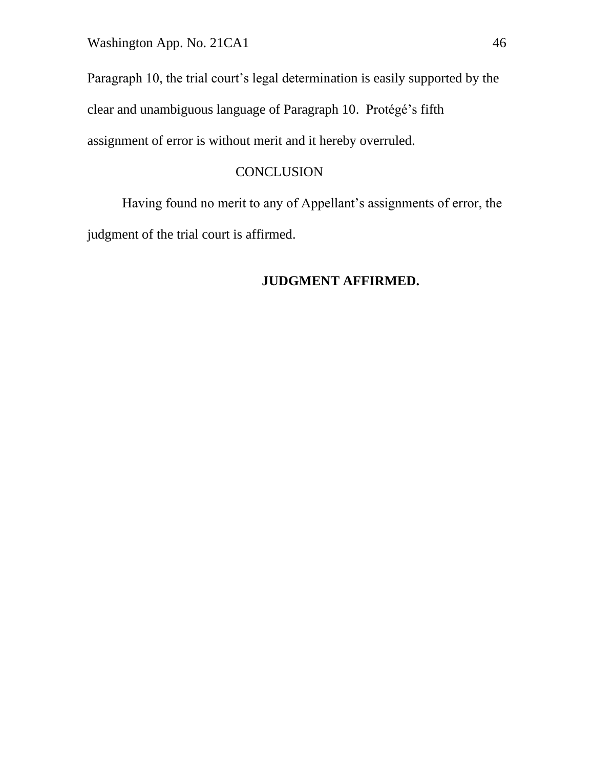Paragraph 10, the trial court's legal determination is easily supported by the clear and unambiguous language of Paragraph 10. Protégé's fifth assignment of error is without merit and it hereby overruled.

## CONCLUSION

Having found no merit to any of Appellant's assignments of error, the judgment of the trial court is affirmed.

**JUDGMENT AFFIRMED.**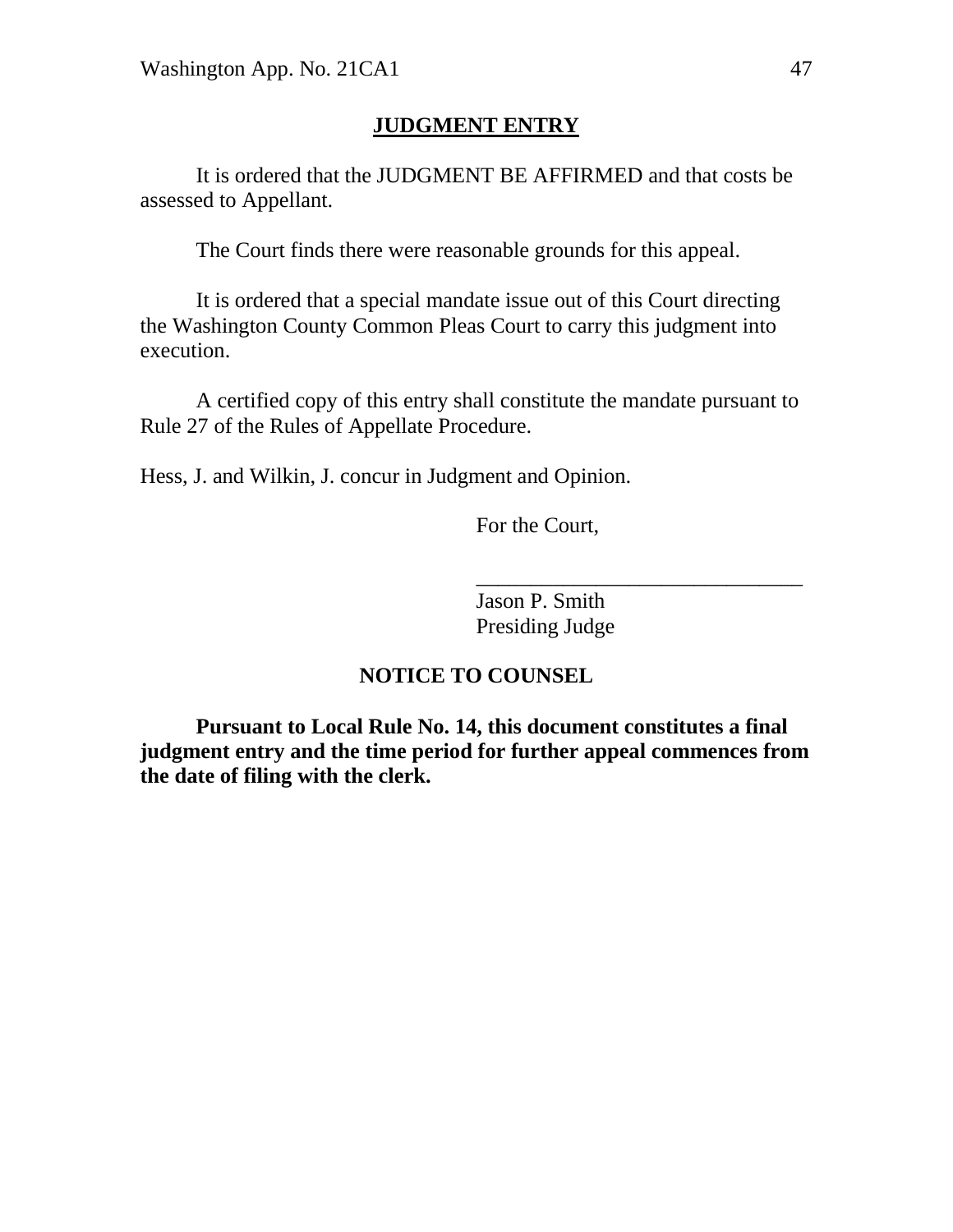## JUDGMENT ENTRY

It is ordered that the JUDGMENT BE AFFIRMED and that costs be assessed to Appellant.

The Court finds there were reasonable grounds for this appeal.

It is ordered that a special mandate issue out of this Court directing the Washington County Common Pleas Court to carry this judgment into execution.

A certified copy of this entry shall constitute the mandate pursuant to Rule 27 of the Rules of Appellate Procedure.

Hess, J. and Wilkin, J. concur in Judgment and Opinion.

For the Court,

_______________________________

Jason P. Smith
Presiding Judge

**NOTICE TO COUNSEL**

**Pursuant to Local Rule No. 14, this document constitutes a final judgment entry and the time period for further appeal commences from the date of filing with the clerk.**